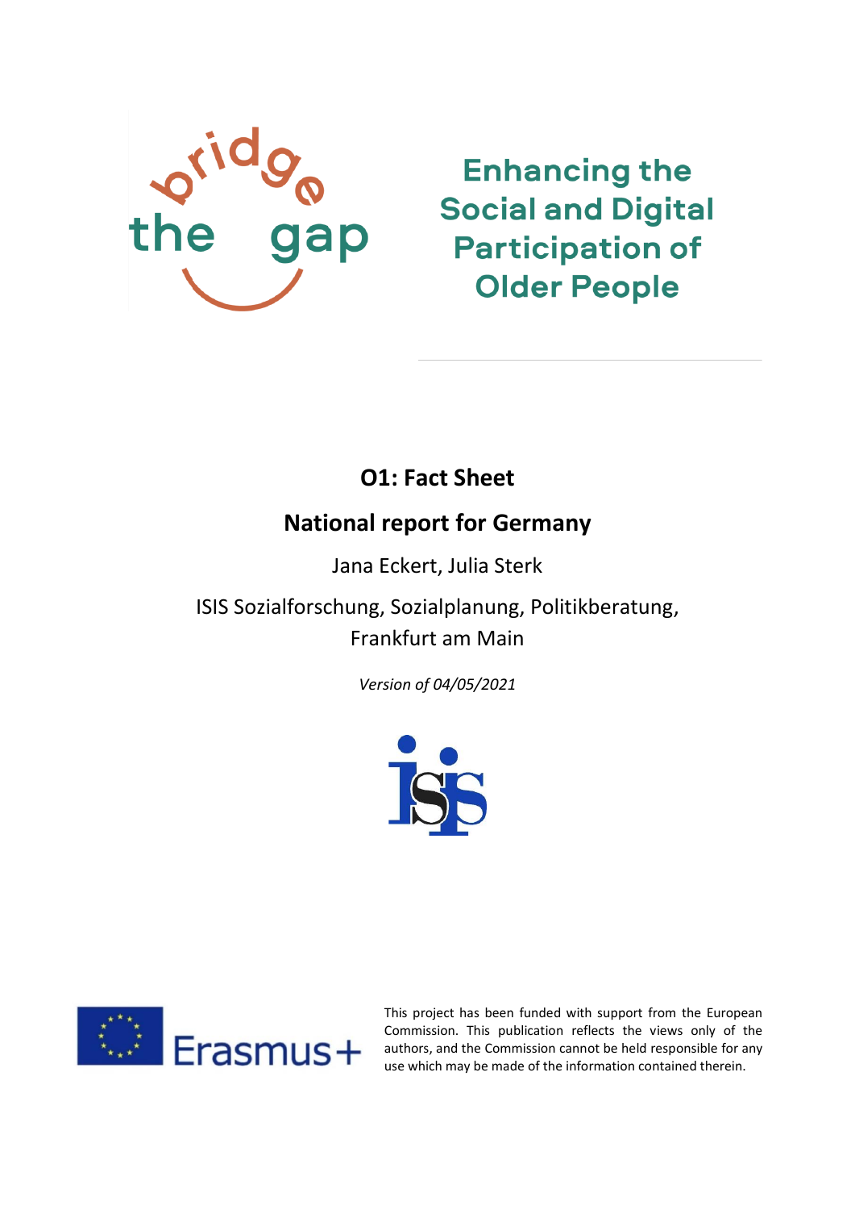bridge the gap

# Enhancing the Social and Digital Participation of Older People

## O1: Fact Sheet

## National report for Germany

Jana Eckert, Julia Sterk

ISIS Sozialforschung, Sozialplanung, Politikberatung, Frankfurt am Main

*Version of 04/05/2021*

Erasmus+

This project has been funded with support from the European Commission. This publication reflects the views only of the authors, and the Commission cannot be held responsible for any use which may be made of the information contained therein.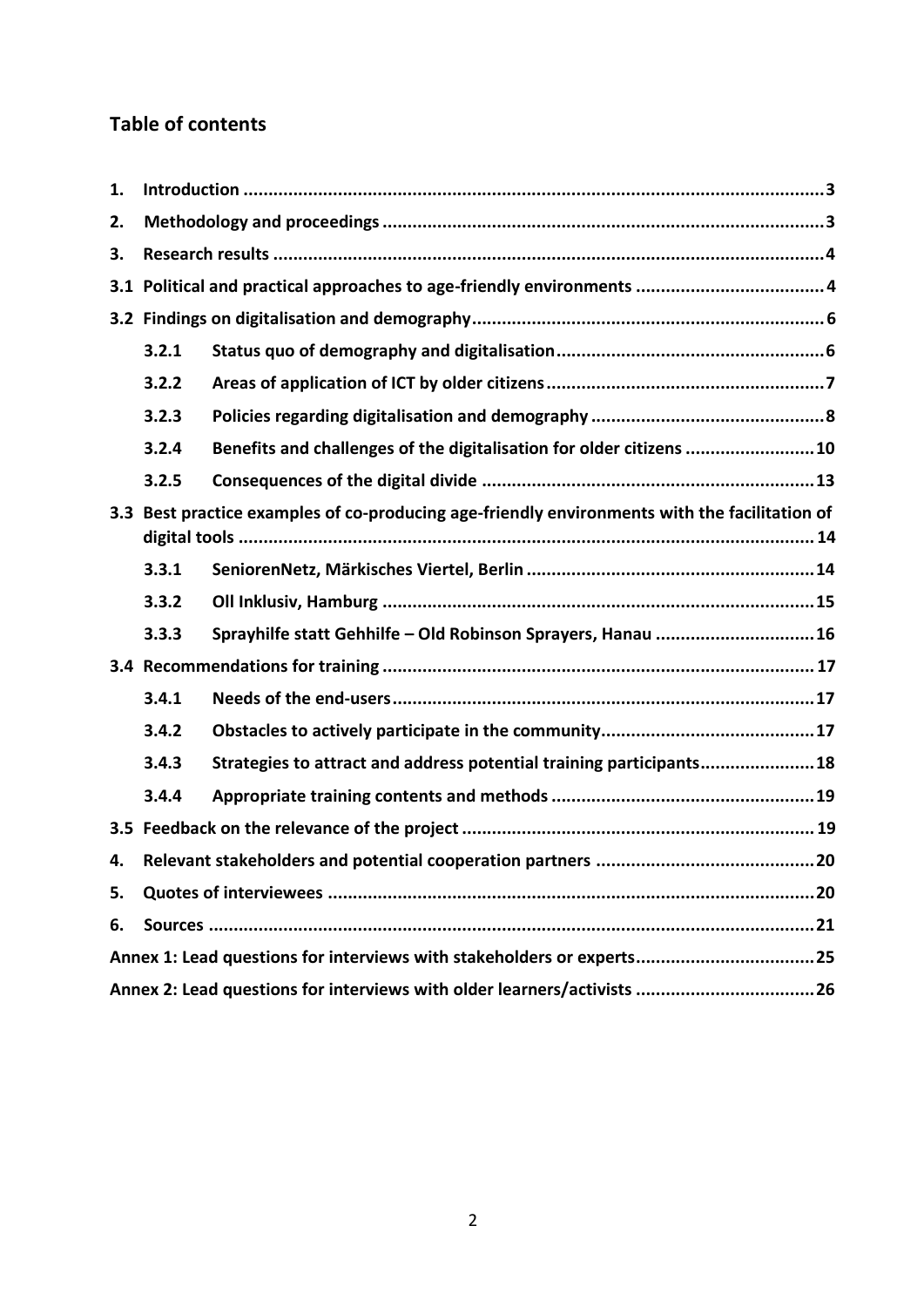## Table of contents

1. Introduction ... 3
2. Methodology and proceedings ... 3
3. Research results ... 4

3.1 Political and practical approaches to age-friendly environments ... 4

3.2 Findings on digitalisation and demography ... 6

- 3.2.1 Status quo of demography and digitalisation ... 6
- 3.2.2 Areas of application of ICT by older citizens ... 7
- 3.2.3 Policies regarding digitalisation and demography ... 8
- 3.2.4 Benefits and challenges of the digitalisation for older citizens ... 10
- 3.2.5 Consequences of the digital divide ... 13

3.3 Best practice examples of co-producing age-friendly environments with the facilitation of digital tools ... 14

- 3.3.1 SeniorenNetz, Märkisches Viertel, Berlin ... 14
- 3.3.2 Oll Inklusiv, Hamburg ... 15
- 3.3.3 Sprayhilfe statt Gehhilfe – Old Robinson Sprayers, Hanau ... 16

3.4 Recommendations for training ... 17

- 3.4.1 Needs of the end-users ... 17
- 3.4.2 Obstacles to actively participate in the community ... 17
- 3.4.3 Strategies to attract and address potential training participants ... 18
- 3.4.4 Appropriate training contents and methods ... 19

3.5 Feedback on the relevance of the project ... 19

4. Relevant stakeholders and potential cooperation partners ... 20
5. Quotes of interviewees ... 20
6. Sources ... 21

Annex 1: Lead questions for interviews with stakeholders or experts ... 25

Annex 2: Lead questions for interviews with older learners/activists ... 26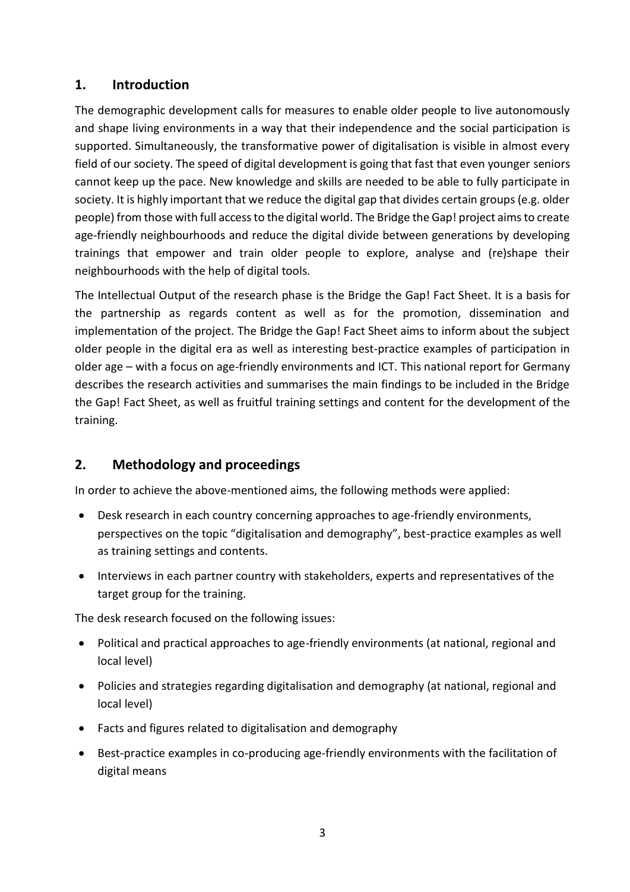## 1. Introduction

The demographic development calls for measures to enable older people to live autonomously and shape living environments in a way that their independence and the social participation is supported. Simultaneously, the transformative power of digitalisation is visible in almost every field of our society. The speed of digital development is going that fast that even younger seniors cannot keep up the pace. New knowledge and skills are needed to be able to fully participate in society. It is highly important that we reduce the digital gap that divides certain groups (e.g. older people) from those with full access to the digital world. The Bridge the Gap! project aims to create age-friendly neighbourhoods and reduce the digital divide between generations by developing trainings that empower and train older people to explore, analyse and (re)shape their neighbourhoods with the help of digital tools.

The Intellectual Output of the research phase is the Bridge the Gap! Fact Sheet. It is a basis for the partnership as regards content as well as for the promotion, dissemination and implementation of the project. The Bridge the Gap! Fact Sheet aims to inform about the subject older people in the digital era as well as interesting best-practice examples of participation in older age – with a focus on age-friendly environments and ICT. This national report for Germany describes the research activities and summarises the main findings to be included in the Bridge the Gap! Fact Sheet, as well as fruitful training settings and content for the development of the training.

## 2. Methodology and proceedings

In order to achieve the above-mentioned aims, the following methods were applied:

- Desk research in each country concerning approaches to age-friendly environments, perspectives on the topic "digitalisation and demography", best-practice examples as well as training settings and contents.
- Interviews in each partner country with stakeholders, experts and representatives of the target group for the training.

The desk research focused on the following issues:

- Political and practical approaches to age-friendly environments (at national, regional and local level)
- Policies and strategies regarding digitalisation and demography (at national, regional and local level)
- Facts and figures related to digitalisation and demography
- Best-practice examples in co-producing age-friendly environments with the facilitation of digital means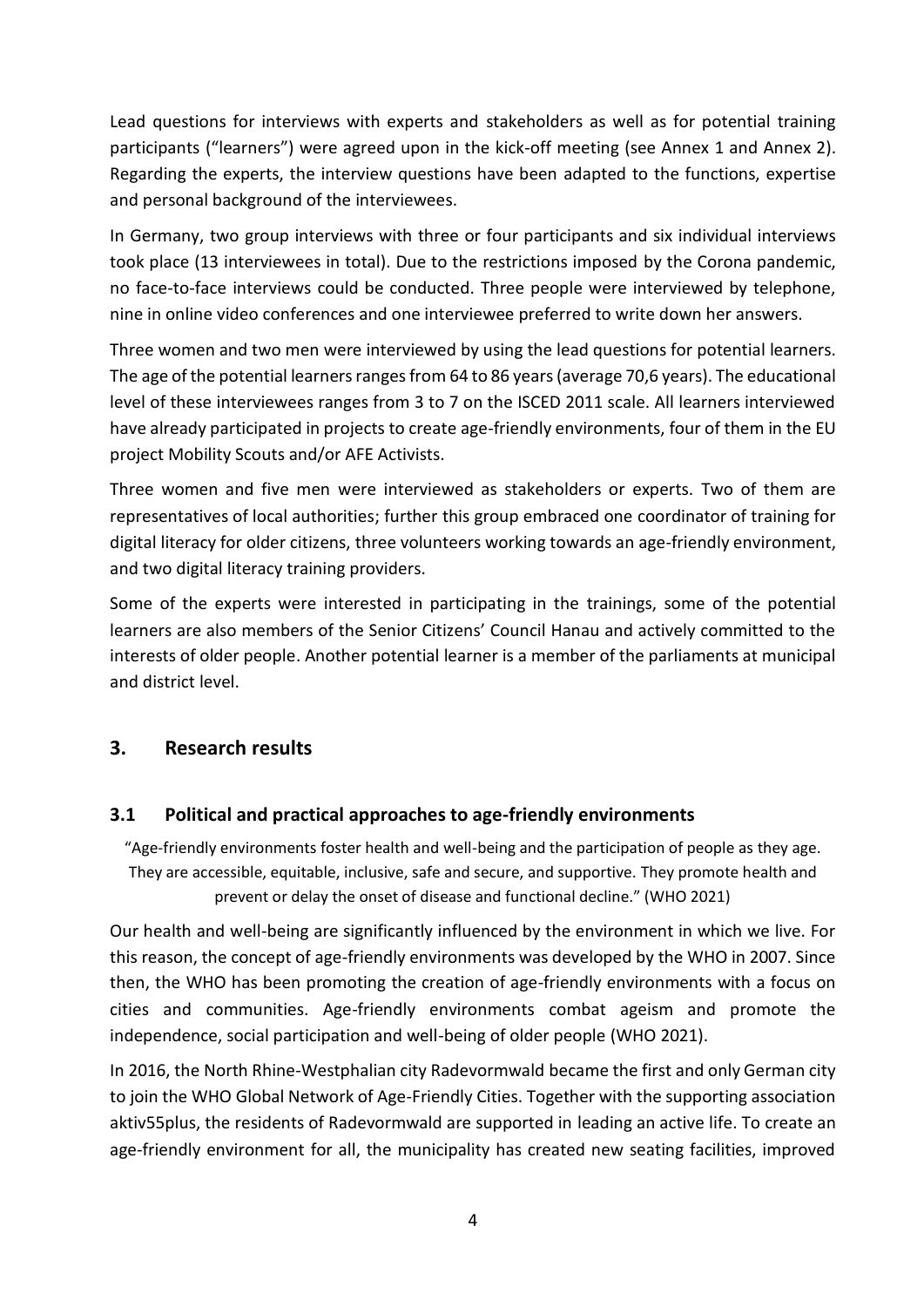Lead questions for interviews with experts and stakeholders as well as for potential training participants ("learners") were agreed upon in the kick-off meeting (see Annex 1 and Annex 2). Regarding the experts, the interview questions have been adapted to the functions, expertise and personal background of the interviewees.

In Germany, two group interviews with three or four participants and six individual interviews took place (13 interviewees in total). Due to the restrictions imposed by the Corona pandemic, no face-to-face interviews could be conducted. Three people were interviewed by telephone, nine in online video conferences and one interviewee preferred to write down her answers.

Three women and two men were interviewed by using the lead questions for potential learners. The age of the potential learners ranges from 64 to 86 years (average 70,6 years). The educational level of these interviewees ranges from 3 to 7 on the ISCED 2011 scale. All learners interviewed have already participated in projects to create age-friendly environments, four of them in the EU project Mobility Scouts and/or AFE Activists.

Three women and five men were interviewed as stakeholders or experts. Two of them are representatives of local authorities; further this group embraced one coordinator of training for digital literacy for older citizens, three volunteers working towards an age-friendly environment, and two digital literacy training providers.

Some of the experts were interested in participating in the trainings, some of the potential learners are also members of the Senior Citizens' Council Hanau and actively committed to the interests of older people. Another potential learner is a member of the parliaments at municipal and district level.

## 3. Research results

### 3.1 Political and practical approaches to age-friendly environments

"Age-friendly environments foster health and well-being and the participation of people as they age. They are accessible, equitable, inclusive, safe and secure, and supportive. They promote health and prevent or delay the onset of disease and functional decline." (WHO 2021)

Our health and well-being are significantly influenced by the environment in which we live. For this reason, the concept of age-friendly environments was developed by the WHO in 2007. Since then, the WHO has been promoting the creation of age-friendly environments with a focus on cities and communities. Age-friendly environments combat ageism and promote the independence, social participation and well-being of older people (WHO 2021).

In 2016, the North Rhine-Westphalian city Radevormwald became the first and only German city to join the WHO Global Network of Age-Friendly Cities. Together with the supporting association aktiv55plus, the residents of Radevormwald are supported in leading an active life. To create an age-friendly environment for all, the municipality has created new seating facilities, improved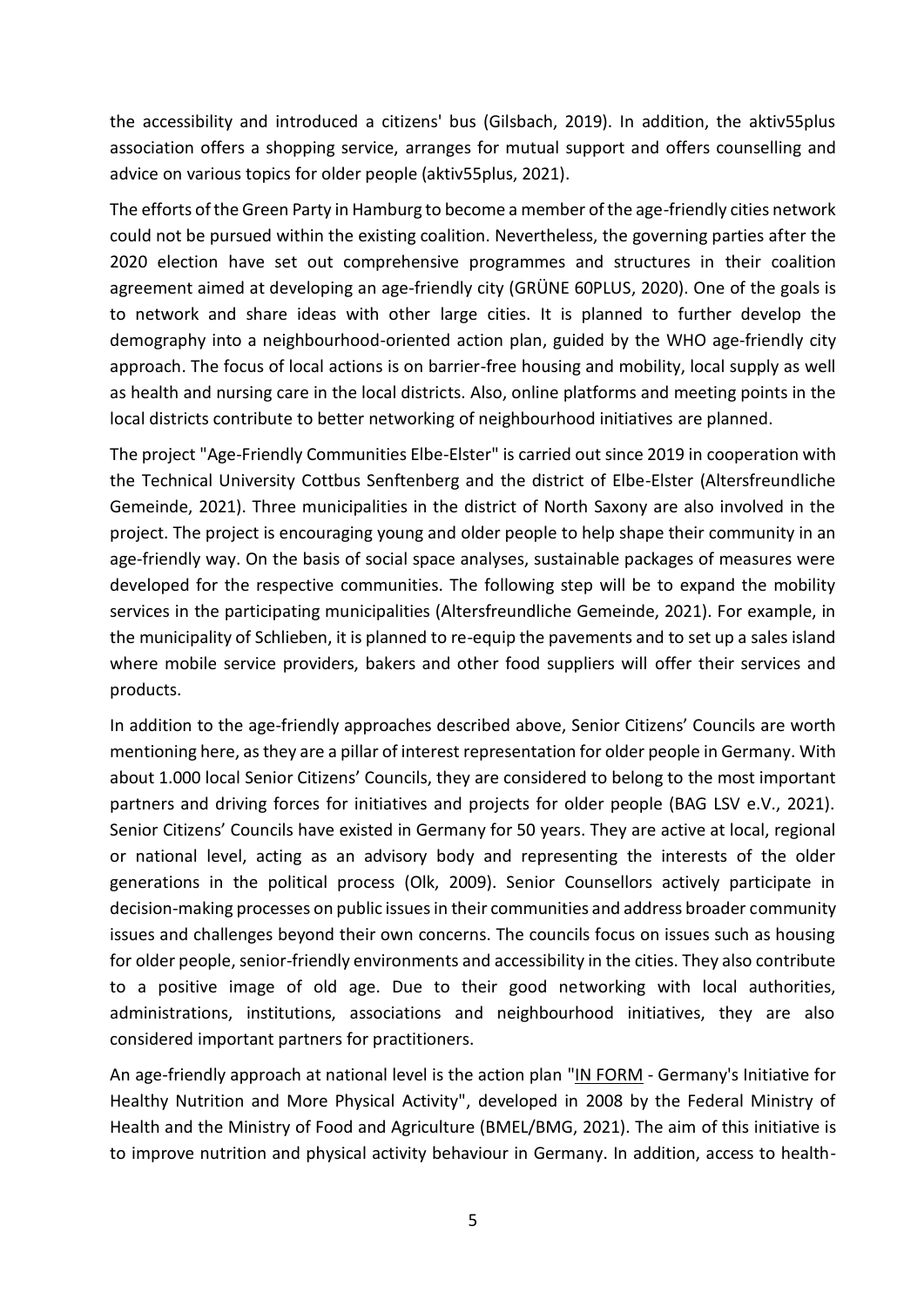the accessibility and introduced a citizens' bus (Gilsbach, 2019). In addition, the aktiv55plus association offers a shopping service, arranges for mutual support and offers counselling and advice on various topics for older people (aktiv55plus, 2021).

The efforts of the Green Party in Hamburg to become a member of the age-friendly cities network could not be pursued within the existing coalition. Nevertheless, the governing parties after the 2020 election have set out comprehensive programmes and structures in their coalition agreement aimed at developing an age-friendly city (GRÜNE 60PLUS, 2020). One of the goals is to network and share ideas with other large cities. It is planned to further develop the demography into a neighbourhood-oriented action plan, guided by the WHO age-friendly city approach. The focus of local actions is on barrier-free housing and mobility, local supply as well as health and nursing care in the local districts. Also, online platforms and meeting points in the local districts contribute to better networking of neighbourhood initiatives are planned.

The project "Age-Friendly Communities Elbe-Elster" is carried out since 2019 in cooperation with the Technical University Cottbus Senftenberg and the district of Elbe-Elster (Altersfreundliche Gemeinde, 2021). Three municipalities in the district of North Saxony are also involved in the project. The project is encouraging young and older people to help shape their community in an age-friendly way. On the basis of social space analyses, sustainable packages of measures were developed for the respective communities. The following step will be to expand the mobility services in the participating municipalities (Altersfreundliche Gemeinde, 2021). For example, in the municipality of Schlieben, it is planned to re-equip the pavements and to set up a sales island where mobile service providers, bakers and other food suppliers will offer their services and products.

In addition to the age-friendly approaches described above, Senior Citizens' Councils are worth mentioning here, as they are a pillar of interest representation for older people in Germany. With about 1.000 local Senior Citizens' Councils, they are considered to belong to the most important partners and driving forces for initiatives and projects for older people (BAG LSV e.V., 2021). Senior Citizens' Councils have existed in Germany for 50 years. They are active at local, regional or national level, acting as an advisory body and representing the interests of the older generations in the political process (Olk, 2009). Senior Counsellors actively participate in decision-making processes on public issues in their communities and address broader community issues and challenges beyond their own concerns. The councils focus on issues such as housing for older people, senior-friendly environments and accessibility in the cities. They also contribute to a positive image of old age. Due to their good networking with local authorities, administrations, institutions, associations and neighbourhood initiatives, they are also considered important partners for practitioners.

An age-friendly approach at national level is the action plan "IN FORM - Germany's Initiative for Healthy Nutrition and More Physical Activity", developed in 2008 by the Federal Ministry of Health and the Ministry of Food and Agriculture (BMEL/BMG, 2021). The aim of this initiative is to improve nutrition and physical activity behaviour in Germany. In addition, access to health-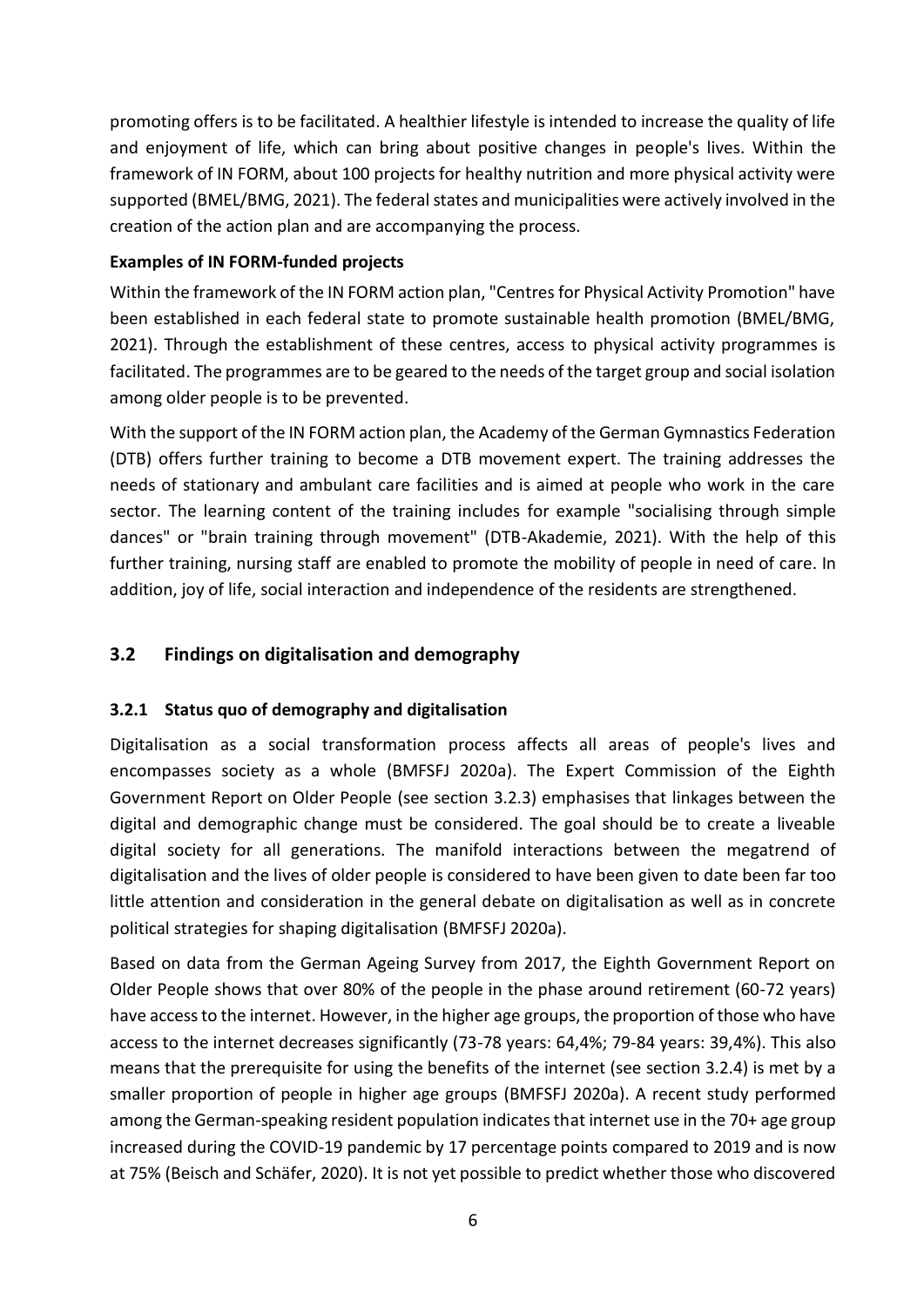promoting offers is to be facilitated. A healthier lifestyle is intended to increase the quality of life and enjoyment of life, which can bring about positive changes in people's lives. Within the framework of IN FORM, about 100 projects for healthy nutrition and more physical activity were supported (BMEL/BMG, 2021). The federal states and municipalities were actively involved in the creation of the action plan and are accompanying the process.

**Examples of IN FORM-funded projects**

Within the framework of the IN FORM action plan, "Centres for Physical Activity Promotion" have been established in each federal state to promote sustainable health promotion (BMEL/BMG, 2021). Through the establishment of these centres, access to physical activity programmes is facilitated. The programmes are to be geared to the needs of the target group and social isolation among older people is to be prevented.

With the support of the IN FORM action plan, the Academy of the German Gymnastics Federation (DTB) offers further training to become a DTB movement expert. The training addresses the needs of stationary and ambulant care facilities and is aimed at people who work in the care sector. The learning content of the training includes for example "socialising through simple dances" or "brain training through movement" (DTB-Akademie, 2021). With the help of this further training, nursing staff are enabled to promote the mobility of people in need of care. In addition, joy of life, social interaction and independence of the residents are strengthened.

## 3.2 Findings on digitalisation and demography

### 3.2.1 Status quo of demography and digitalisation

Digitalisation as a social transformation process affects all areas of people's lives and encompasses society as a whole (BMFSFJ 2020a). The Expert Commission of the Eighth Government Report on Older People (see section 3.2.3) emphasises that linkages between the digital and demographic change must be considered. The goal should be to create a liveable digital society for all generations. The manifold interactions between the megatrend of digitalisation and the lives of older people is considered to have been given to date been far too little attention and consideration in the general debate on digitalisation as well as in concrete political strategies for shaping digitalisation (BMFSFJ 2020a).

Based on data from the German Ageing Survey from 2017, the Eighth Government Report on Older People shows that over 80% of the people in the phase around retirement (60-72 years) have access to the internet. However, in the higher age groups, the proportion of those who have access to the internet decreases significantly (73-78 years: 64,4%; 79-84 years: 39,4%). This also means that the prerequisite for using the benefits of the internet (see section 3.2.4) is met by a smaller proportion of people in higher age groups (BMFSFJ 2020a). A recent study performed among the German-speaking resident population indicates that internet use in the 70+ age group increased during the COVID-19 pandemic by 17 percentage points compared to 2019 and is now at 75% (Beisch and Schäfer, 2020). It is not yet possible to predict whether those who discovered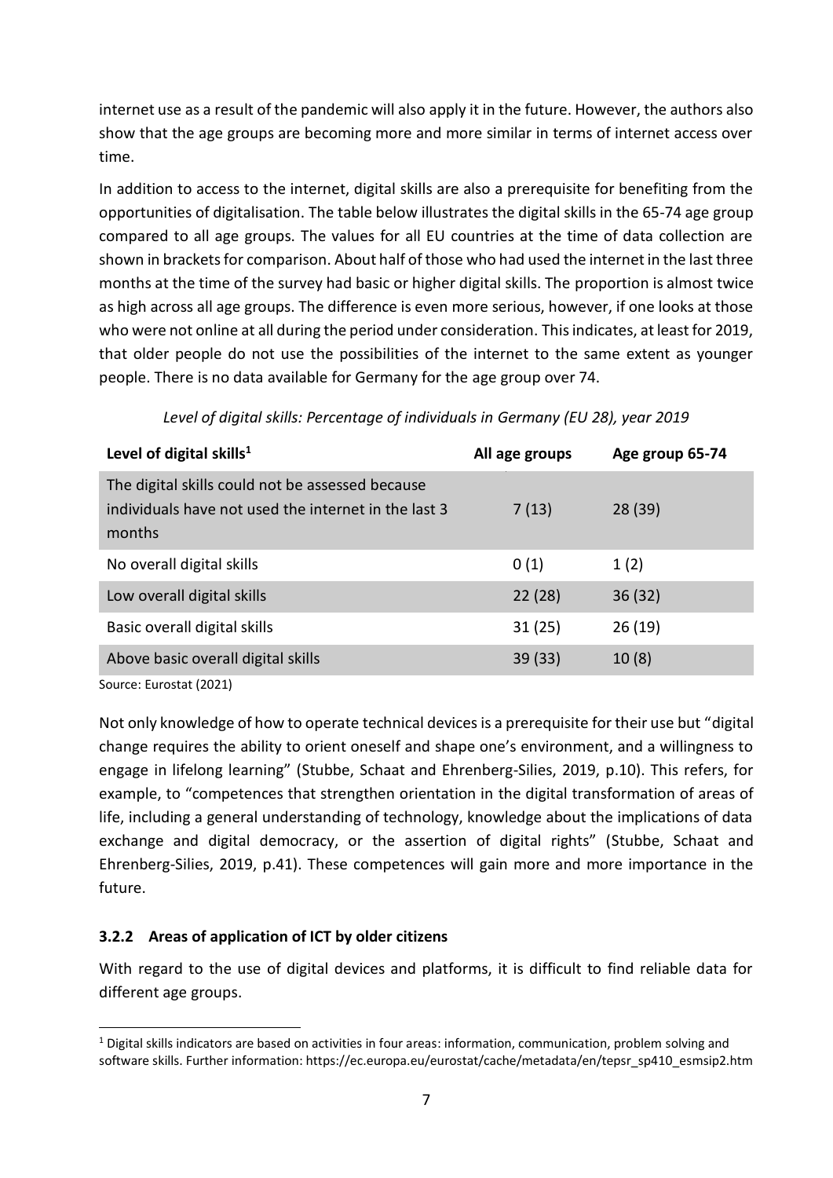internet use as a result of the pandemic will also apply it in the future. However, the authors also show that the age groups are becoming more and more similar in terms of internet access over time.

In addition to access to the internet, digital skills are also a prerequisite for benefiting from the opportunities of digitalisation. The table below illustrates the digital skills in the 65-74 age group compared to all age groups. The values for all EU countries at the time of data collection are shown in brackets for comparison. About half of those who had used the internet in the last three months at the time of the survey had basic or higher digital skills. The proportion is almost twice as high across all age groups. The difference is even more serious, however, if one looks at those who were not online at all during the period under consideration. This indicates, at least for 2019, that older people do not use the possibilities of the internet to the same extent as younger people. There is no data available for Germany for the age group over 74.

*Level of digital skills: Percentage of individuals in Germany (EU 28), year 2019*

| Level of digital skills[1] | All age groups | Age group 65-74 |
|---|---|---|
| The digital skills could not be assessed because individuals have not used the internet in the last 3 months | 7 (13) | 28 (39) |
| No overall digital skills | 0 (1) | 1 (2) |
| Low overall digital skills | 22 (28) | 36 (32) |
| Basic overall digital skills | 31 (25) | 26 (19) |
| Above basic overall digital skills | 39 (33) | 10 (8) |

Source: Eurostat (2021)

Not only knowledge of how to operate technical devices is a prerequisite for their use but "digital change requires the ability to orient oneself and shape one's environment, and a willingness to engage in lifelong learning" (Stubbe, Schaat and Ehrenberg-Silies, 2019, p.10). This refers, for example, to "competences that strengthen orientation in the digital transformation of areas of life, including a general understanding of technology, knowledge about the implications of data exchange and digital democracy, or the assertion of digital rights" (Stubbe, Schaat and Ehrenberg-Silies, 2019, p.41). These competences will gain more and more importance in the future.

### 3.2.2 Areas of application of ICT by older citizens

With regard to the use of digital devices and platforms, it is difficult to find reliable data for different age groups.

[1] Digital skills indicators are based on activities in four areas: information, communication, problem solving and software skills. Further information: https://ec.europa.eu/eurostat/cache/metadata/en/tepsr_sp410_esmsip2.htm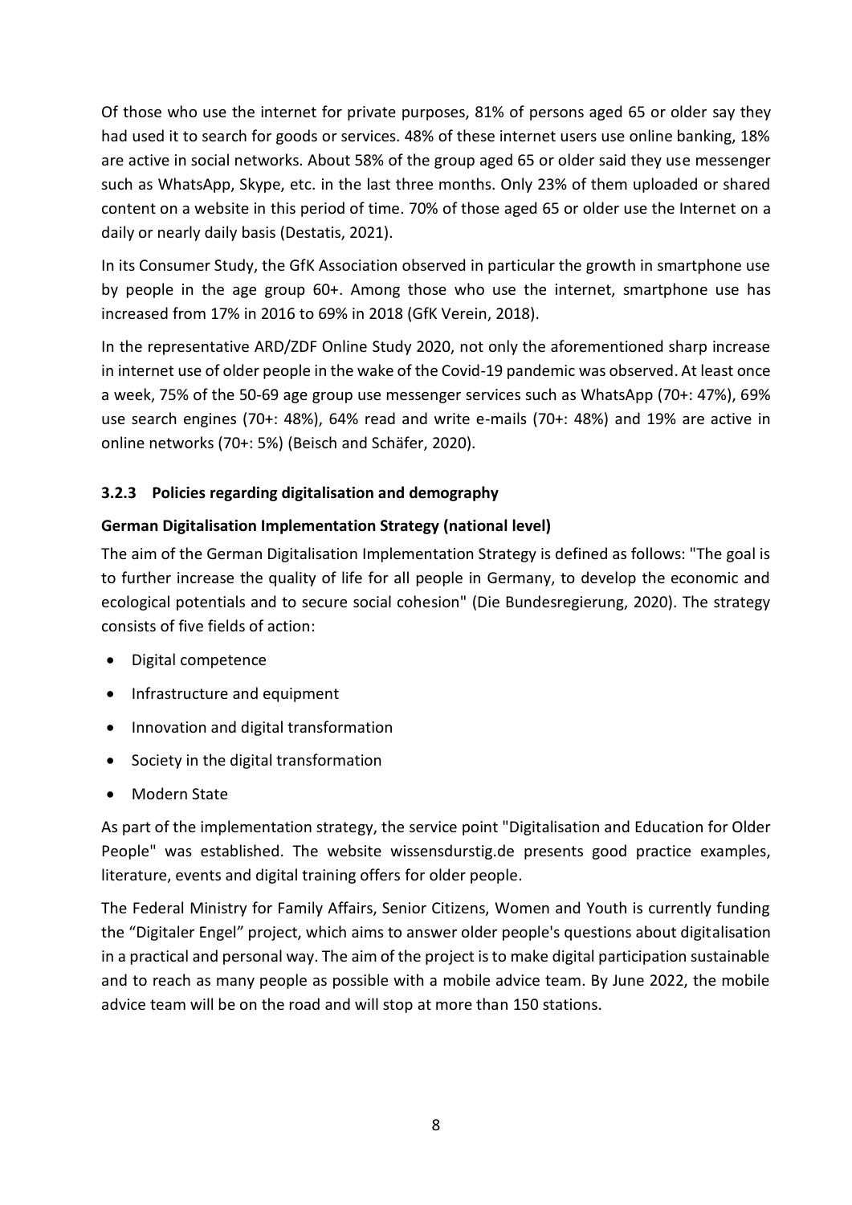Of those who use the internet for private purposes, 81% of persons aged 65 or older say they had used it to search for goods or services. 48% of these internet users use online banking, 18% are active in social networks. About 58% of the group aged 65 or older said they use messenger such as WhatsApp, Skype, etc. in the last three months. Only 23% of them uploaded or shared content on a website in this period of time. 70% of those aged 65 or older use the Internet on a daily or nearly daily basis (Destatis, 2021).

In its Consumer Study, the GfK Association observed in particular the growth in smartphone use by people in the age group 60+. Among those who use the internet, smartphone use has increased from 17% in 2016 to 69% in 2018 (GfK Verein, 2018).

In the representative ARD/ZDF Online Study 2020, not only the aforementioned sharp increase in internet use of older people in the wake of the Covid-19 pandemic was observed. At least once a week, 75% of the 50-69 age group use messenger services such as WhatsApp (70+: 47%), 69% use search engines (70+: 48%), 64% read and write e-mails (70+: 48%) and 19% are active in online networks (70+: 5%) (Beisch and Schäfer, 2020).

### 3.2.3 Policies regarding digitalisation and demography

**German Digitalisation Implementation Strategy (national level)**

The aim of the German Digitalisation Implementation Strategy is defined as follows: "The goal is to further increase the quality of life for all people in Germany, to develop the economic and ecological potentials and to secure social cohesion" (Die Bundesregierung, 2020). The strategy consists of five fields of action:

- Digital competence
- Infrastructure and equipment
- Innovation and digital transformation
- Society in the digital transformation
- Modern State

As part of the implementation strategy, the service point "Digitalisation and Education for Older People" was established. The website wissensdurstig.de presents good practice examples, literature, events and digital training offers for older people.

The Federal Ministry for Family Affairs, Senior Citizens, Women and Youth is currently funding the "Digitaler Engel" project, which aims to answer older people's questions about digitalisation in a practical and personal way. The aim of the project is to make digital participation sustainable and to reach as many people as possible with a mobile advice team. By June 2022, the mobile advice team will be on the road and will stop at more than 150 stations.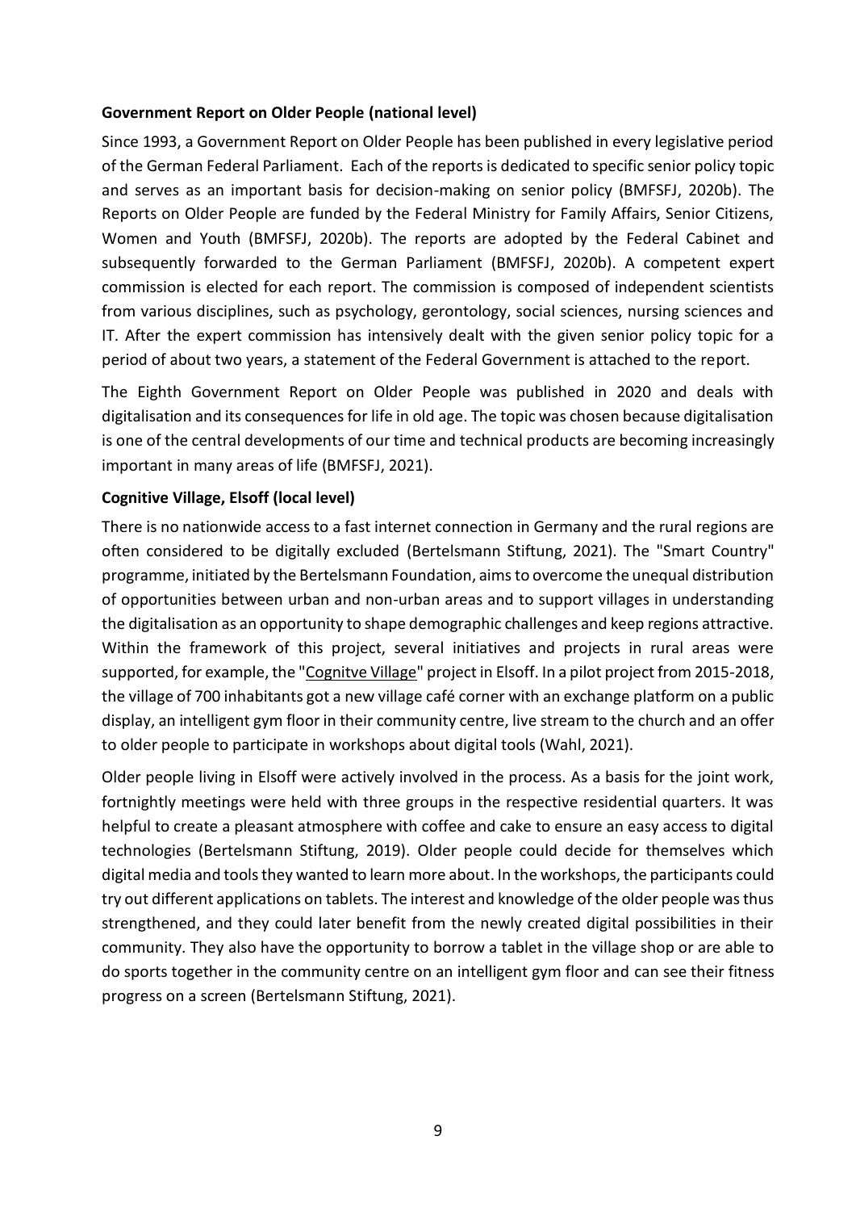**Government Report on Older People (national level)**

Since 1993, a Government Report on Older People has been published in every legislative period of the German Federal Parliament. Each of the reports is dedicated to specific senior policy topic and serves as an important basis for decision-making on senior policy (BMFSFJ, 2020b). The Reports on Older People are funded by the Federal Ministry for Family Affairs, Senior Citizens, Women and Youth (BMFSFJ, 2020b). The reports are adopted by the Federal Cabinet and subsequently forwarded to the German Parliament (BMFSFJ, 2020b). A competent expert commission is elected for each report. The commission is composed of independent scientists from various disciplines, such as psychology, gerontology, social sciences, nursing sciences and IT. After the expert commission has intensively dealt with the given senior policy topic for a period of about two years, a statement of the Federal Government is attached to the report.

The Eighth Government Report on Older People was published in 2020 and deals with digitalisation and its consequences for life in old age. The topic was chosen because digitalisation is one of the central developments of our time and technical products are becoming increasingly important in many areas of life (BMFSFJ, 2021).

**Cognitive Village, Elsoff (local level)**

There is no nationwide access to a fast internet connection in Germany and the rural regions are often considered to be digitally excluded (Bertelsmann Stiftung, 2021). The "Smart Country" programme, initiated by the Bertelsmann Foundation, aims to overcome the unequal distribution of opportunities between urban and non-urban areas and to support villages in understanding the digitalisation as an opportunity to shape demographic challenges and keep regions attractive. Within the framework of this project, several initiatives and projects in rural areas were supported, for example, the "Cognitve Village" project in Elsoff. In a pilot project from 2015-2018, the village of 700 inhabitants got a new village café corner with an exchange platform on a public display, an intelligent gym floor in their community centre, live stream to the church and an offer to older people to participate in workshops about digital tools (Wahl, 2021).

Older people living in Elsoff were actively involved in the process. As a basis for the joint work, fortnightly meetings were held with three groups in the respective residential quarters. It was helpful to create a pleasant atmosphere with coffee and cake to ensure an easy access to digital technologies (Bertelsmann Stiftung, 2019). Older people could decide for themselves which digital media and tools they wanted to learn more about. In the workshops, the participants could try out different applications on tablets. The interest and knowledge of the older people was thus strengthened, and they could later benefit from the newly created digital possibilities in their community. They also have the opportunity to borrow a tablet in the village shop or are able to do sports together in the community centre on an intelligent gym floor and can see their fitness progress on a screen (Bertelsmann Stiftung, 2021).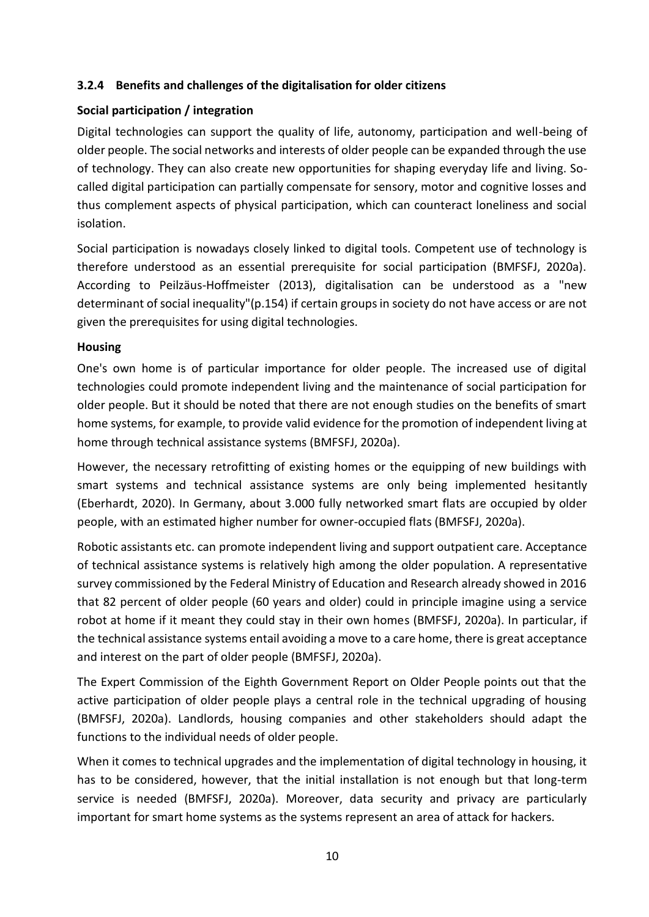### 3.2.4 Benefits and challenges of the digitalisation for older citizens

**Social participation / integration**

Digital technologies can support the quality of life, autonomy, participation and well-being of older people. The social networks and interests of older people can be expanded through the use of technology. They can also create new opportunities for shaping everyday life and living. So-called digital participation can partially compensate for sensory, motor and cognitive losses and thus complement aspects of physical participation, which can counteract loneliness and social isolation.

Social participation is nowadays closely linked to digital tools. Competent use of technology is therefore understood as an essential prerequisite for social participation (BMFSFJ, 2020a). According to Peilzäus-Hoffmeister (2013), digitalisation can be understood as a "new determinant of social inequality"(p.154) if certain groups in society do not have access or are not given the prerequisites for using digital technologies.

**Housing**

One's own home is of particular importance for older people. The increased use of digital technologies could promote independent living and the maintenance of social participation for older people. But it should be noted that there are not enough studies on the benefits of smart home systems, for example, to provide valid evidence for the promotion of independent living at home through technical assistance systems (BMFSFJ, 2020a).

However, the necessary retrofitting of existing homes or the equipping of new buildings with smart systems and technical assistance systems are only being implemented hesitantly (Eberhardt, 2020). In Germany, about 3.000 fully networked smart flats are occupied by older people, with an estimated higher number for owner-occupied flats (BMFSFJ, 2020a).

Robotic assistants etc. can promote independent living and support outpatient care. Acceptance of technical assistance systems is relatively high among the older population. A representative survey commissioned by the Federal Ministry of Education and Research already showed in 2016 that 82 percent of older people (60 years and older) could in principle imagine using a service robot at home if it meant they could stay in their own homes (BMFSFJ, 2020a). In particular, if the technical assistance systems entail avoiding a move to a care home, there is great acceptance and interest on the part of older people (BMFSFJ, 2020a).

The Expert Commission of the Eighth Government Report on Older People points out that the active participation of older people plays a central role in the technical upgrading of housing (BMFSFJ, 2020a). Landlords, housing companies and other stakeholders should adapt the functions to the individual needs of older people.

When it comes to technical upgrades and the implementation of digital technology in housing, it has to be considered, however, that the initial installation is not enough but that long-term service is needed (BMFSFJ, 2020a). Moreover, data security and privacy are particularly important for smart home systems as the systems represent an area of attack for hackers.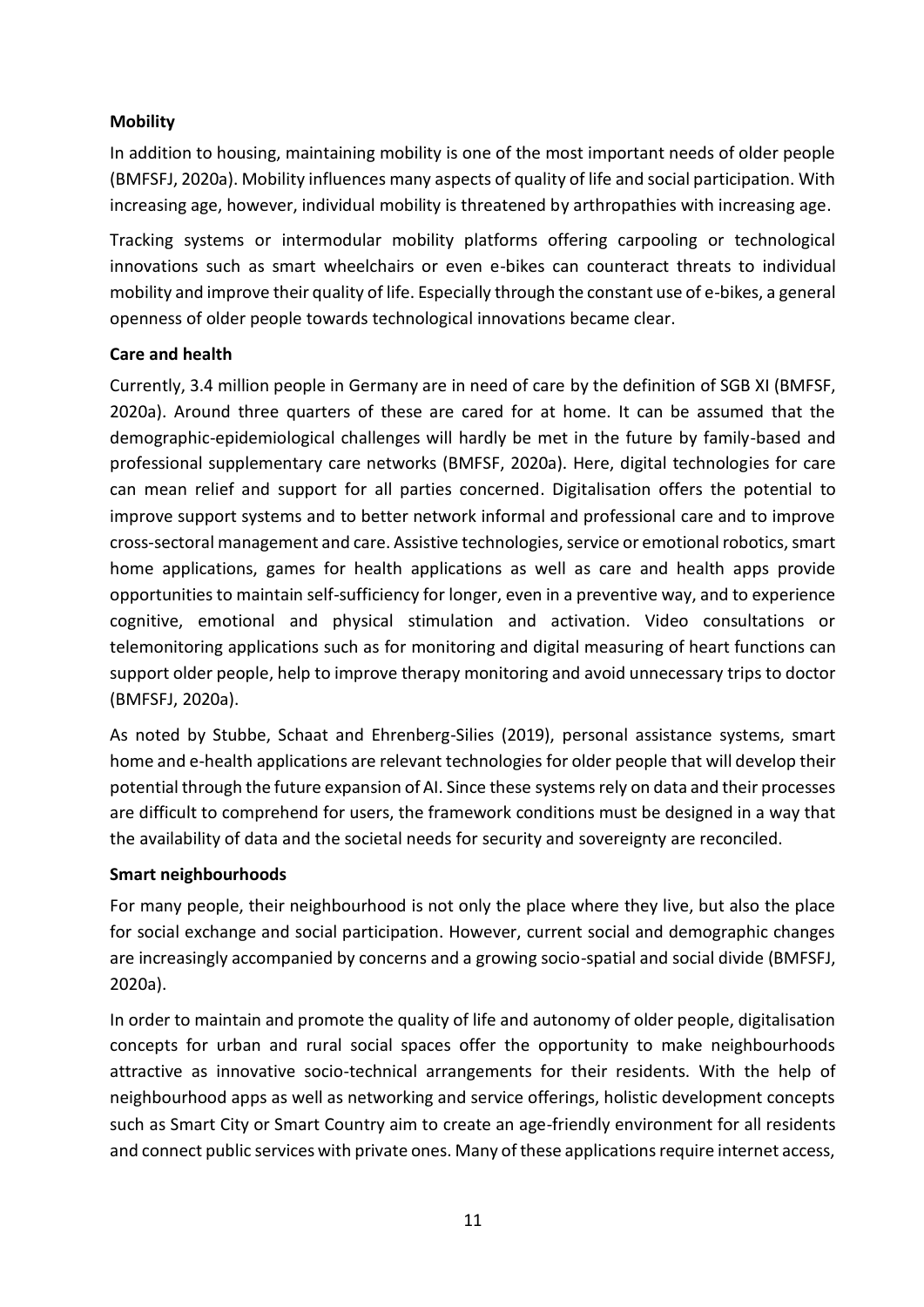**Mobility**

In addition to housing, maintaining mobility is one of the most important needs of older people (BMFSFJ, 2020a). Mobility influences many aspects of quality of life and social participation. With increasing age, however, individual mobility is threatened by arthropathies with increasing age.

Tracking systems or intermodular mobility platforms offering carpooling or technological innovations such as smart wheelchairs or even e-bikes can counteract threats to individual mobility and improve their quality of life. Especially through the constant use of e-bikes, a general openness of older people towards technological innovations became clear.

**Care and health**

Currently, 3.4 million people in Germany are in need of care by the definition of SGB XI (BMFSF, 2020a). Around three quarters of these are cared for at home. It can be assumed that the demographic-epidemiological challenges will hardly be met in the future by family-based and professional supplementary care networks (BMFSF, 2020a). Here, digital technologies for care can mean relief and support for all parties concerned. Digitalisation offers the potential to improve support systems and to better network informal and professional care and to improve cross-sectoral management and care. Assistive technologies, service or emotional robotics, smart home applications, games for health applications as well as care and health apps provide opportunities to maintain self-sufficiency for longer, even in a preventive way, and to experience cognitive, emotional and physical stimulation and activation. Video consultations or telemonitoring applications such as for monitoring and digital measuring of heart functions can support older people, help to improve therapy monitoring and avoid unnecessary trips to doctor (BMFSFJ, 2020a).

As noted by Stubbe, Schaat and Ehrenberg-Silies (2019), personal assistance systems, smart home and e-health applications are relevant technologies for older people that will develop their potential through the future expansion of AI. Since these systems rely on data and their processes are difficult to comprehend for users, the framework conditions must be designed in a way that the availability of data and the societal needs for security and sovereignty are reconciled.

**Smart neighbourhoods**

For many people, their neighbourhood is not only the place where they live, but also the place for social exchange and social participation. However, current social and demographic changes are increasingly accompanied by concerns and a growing socio-spatial and social divide (BMFSFJ, 2020a).

In order to maintain and promote the quality of life and autonomy of older people, digitalisation concepts for urban and rural social spaces offer the opportunity to make neighbourhoods attractive as innovative socio-technical arrangements for their residents. With the help of neighbourhood apps as well as networking and service offerings, holistic development concepts such as Smart City or Smart Country aim to create an age-friendly environment for all residents and connect public services with private ones. Many of these applications require internet access,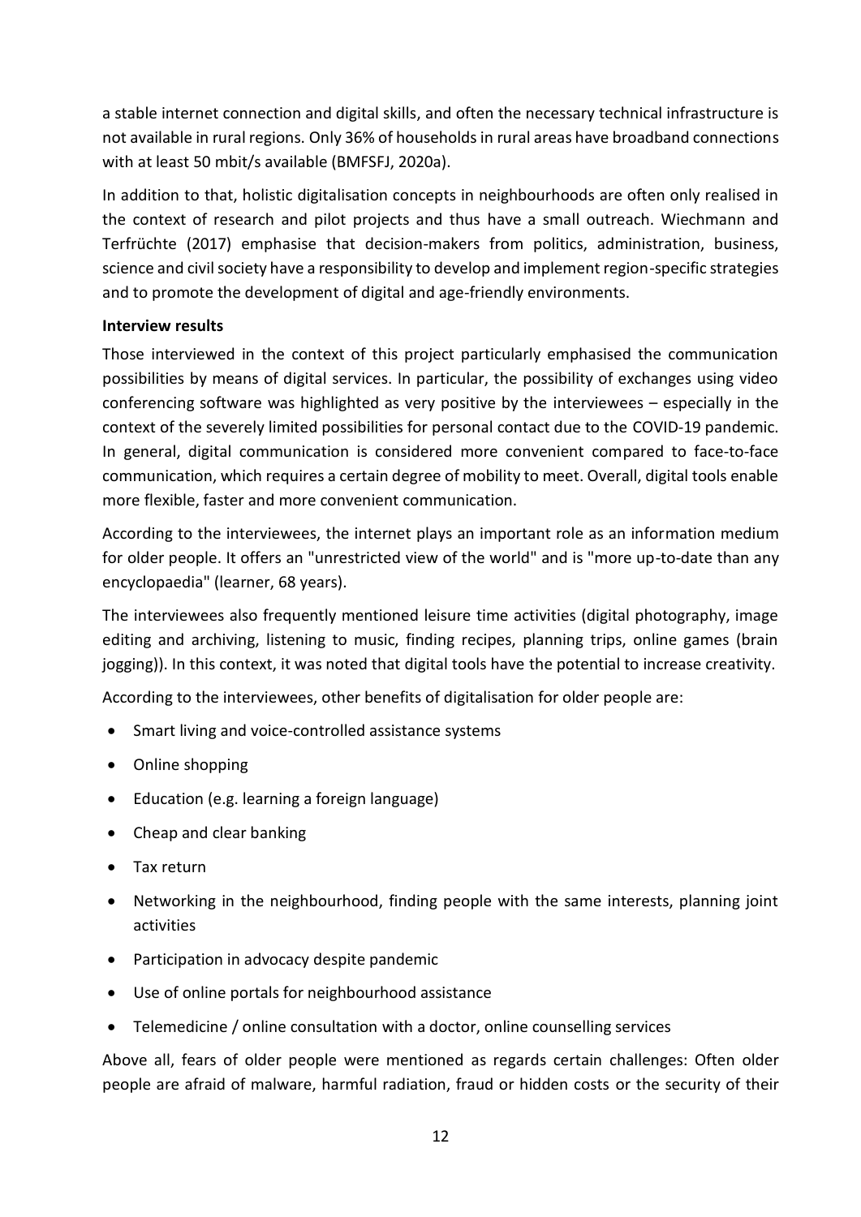a stable internet connection and digital skills, and often the necessary technical infrastructure is not available in rural regions. Only 36% of households in rural areas have broadband connections with at least 50 mbit/s available (BMFSFJ, 2020a).

In addition to that, holistic digitalisation concepts in neighbourhoods are often only realised in the context of research and pilot projects and thus have a small outreach. Wiechmann and Terfrüchte (2017) emphasise that decision-makers from politics, administration, business, science and civil society have a responsibility to develop and implement region-specific strategies and to promote the development of digital and age-friendly environments.

**Interview results**

Those interviewed in the context of this project particularly emphasised the communication possibilities by means of digital services. In particular, the possibility of exchanges using video conferencing software was highlighted as very positive by the interviewees – especially in the context of the severely limited possibilities for personal contact due to the COVID-19 pandemic. In general, digital communication is considered more convenient compared to face-to-face communication, which requires a certain degree of mobility to meet. Overall, digital tools enable more flexible, faster and more convenient communication.

According to the interviewees, the internet plays an important role as an information medium for older people. It offers an "unrestricted view of the world" and is "more up-to-date than any encyclopaedia" (learner, 68 years).

The interviewees also frequently mentioned leisure time activities (digital photography, image editing and archiving, listening to music, finding recipes, planning trips, online games (brain jogging)). In this context, it was noted that digital tools have the potential to increase creativity.

According to the interviewees, other benefits of digitalisation for older people are:

- Smart living and voice-controlled assistance systems
- Online shopping
- Education (e.g. learning a foreign language)
- Cheap and clear banking
- Tax return
- Networking in the neighbourhood, finding people with the same interests, planning joint activities
- Participation in advocacy despite pandemic
- Use of online portals for neighbourhood assistance
- Telemedicine / online consultation with a doctor, online counselling services

Above all, fears of older people were mentioned as regards certain challenges: Often older people are afraid of malware, harmful radiation, fraud or hidden costs or the security of their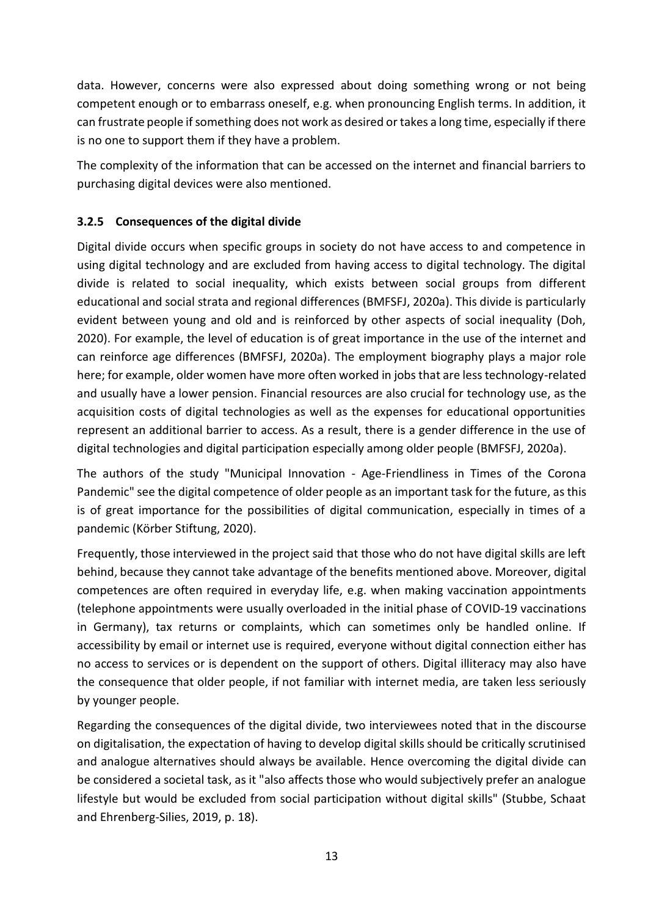data. However, concerns were also expressed about doing something wrong or not being competent enough or to embarrass oneself, e.g. when pronouncing English terms. In addition, it can frustrate people if something does not work as desired or takes a long time, especially if there is no one to support them if they have a problem.

The complexity of the information that can be accessed on the internet and financial barriers to purchasing digital devices were also mentioned.

### 3.2.5 Consequences of the digital divide

Digital divide occurs when specific groups in society do not have access to and competence in using digital technology and are excluded from having access to digital technology. The digital divide is related to social inequality, which exists between social groups from different educational and social strata and regional differences (BMFSFJ, 2020a). This divide is particularly evident between young and old and is reinforced by other aspects of social inequality (Doh, 2020). For example, the level of education is of great importance in the use of the internet and can reinforce age differences (BMFSFJ, 2020a). The employment biography plays a major role here; for example, older women have more often worked in jobs that are less technology-related and usually have a lower pension. Financial resources are also crucial for technology use, as the acquisition costs of digital technologies as well as the expenses for educational opportunities represent an additional barrier to access. As a result, there is a gender difference in the use of digital technologies and digital participation especially among older people (BMFSFJ, 2020a).

The authors of the study "Municipal Innovation - Age-Friendliness in Times of the Corona Pandemic" see the digital competence of older people as an important task for the future, as this is of great importance for the possibilities of digital communication, especially in times of a pandemic (Körber Stiftung, 2020).

Frequently, those interviewed in the project said that those who do not have digital skills are left behind, because they cannot take advantage of the benefits mentioned above. Moreover, digital competences are often required in everyday life, e.g. when making vaccination appointments (telephone appointments were usually overloaded in the initial phase of COVID-19 vaccinations in Germany), tax returns or complaints, which can sometimes only be handled online. If accessibility by email or internet use is required, everyone without digital connection either has no access to services or is dependent on the support of others. Digital illiteracy may also have the consequence that older people, if not familiar with internet media, are taken less seriously by younger people.

Regarding the consequences of the digital divide, two interviewees noted that in the discourse on digitalisation, the expectation of having to develop digital skills should be critically scrutinised and analogue alternatives should always be available. Hence overcoming the digital divide can be considered a societal task, as it "also affects those who would subjectively prefer an analogue lifestyle but would be excluded from social participation without digital skills" (Stubbe, Schaat and Ehrenberg-Silies, 2019, p. 18).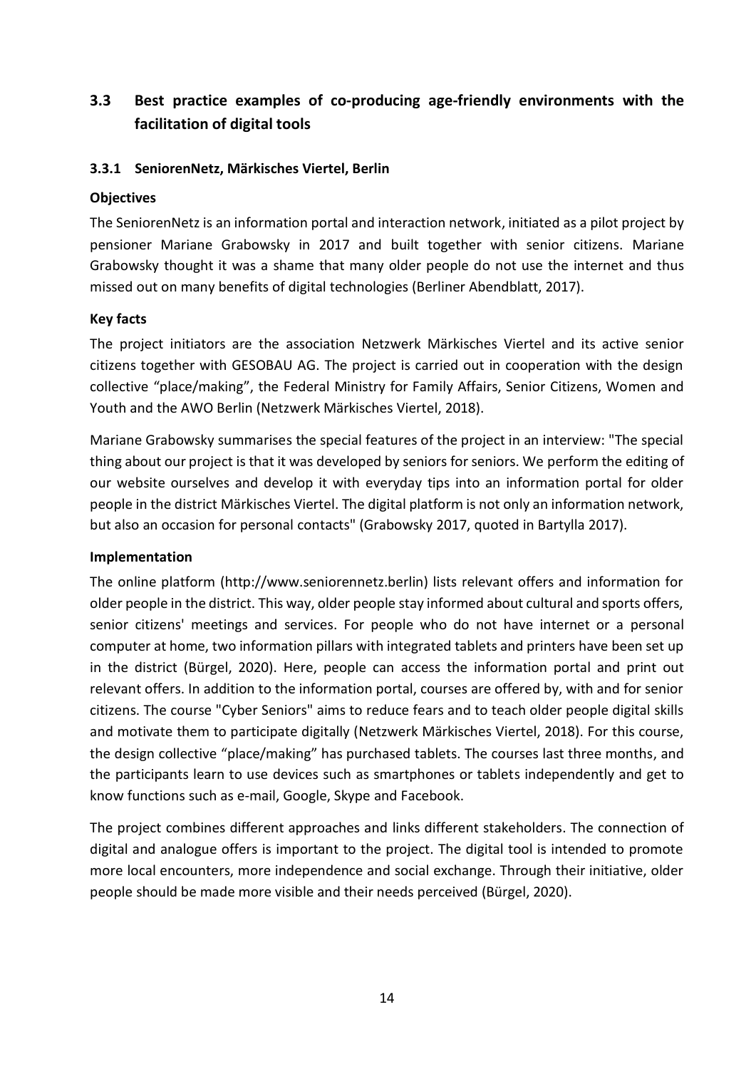## 3.3 Best practice examples of co-producing age-friendly environments with the facilitation of digital tools

### 3.3.1 SeniorenNetz, Märkisches Viertel, Berlin

**Objectives**

The SeniorenNetz is an information portal and interaction network, initiated as a pilot project by pensioner Mariane Grabowsky in 2017 and built together with senior citizens. Mariane Grabowsky thought it was a shame that many older people do not use the internet and thus missed out on many benefits of digital technologies (Berliner Abendblatt, 2017).

**Key facts**

The project initiators are the association Netzwerk Märkisches Viertel and its active senior citizens together with GESOBAU AG. The project is carried out in cooperation with the design collective "place/making", the Federal Ministry for Family Affairs, Senior Citizens, Women and Youth and the AWO Berlin (Netzwerk Märkisches Viertel, 2018).

Mariane Grabowsky summarises the special features of the project in an interview: "The special thing about our project is that it was developed by seniors for seniors. We perform the editing of our website ourselves and develop it with everyday tips into an information portal for older people in the district Märkisches Viertel. The digital platform is not only an information network, but also an occasion for personal contacts" (Grabowsky 2017, quoted in Bartylla 2017).

**Implementation**

The online platform (http://www.seniorennetz.berlin) lists relevant offers and information for older people in the district. This way, older people stay informed about cultural and sports offers, senior citizens' meetings and services. For people who do not have internet or a personal computer at home, two information pillars with integrated tablets and printers have been set up in the district (Bürgel, 2020). Here, people can access the information portal and print out relevant offers. In addition to the information portal, courses are offered by, with and for senior citizens. The course "Cyber Seniors" aims to reduce fears and to teach older people digital skills and motivate them to participate digitally (Netzwerk Märkisches Viertel, 2018). For this course, the design collective "place/making" has purchased tablets. The courses last three months, and the participants learn to use devices such as smartphones or tablets independently and get to know functions such as e-mail, Google, Skype and Facebook.

The project combines different approaches and links different stakeholders. The connection of digital and analogue offers is important to the project. The digital tool is intended to promote more local encounters, more independence and social exchange. Through their initiative, older people should be made more visible and their needs perceived (Bürgel, 2020).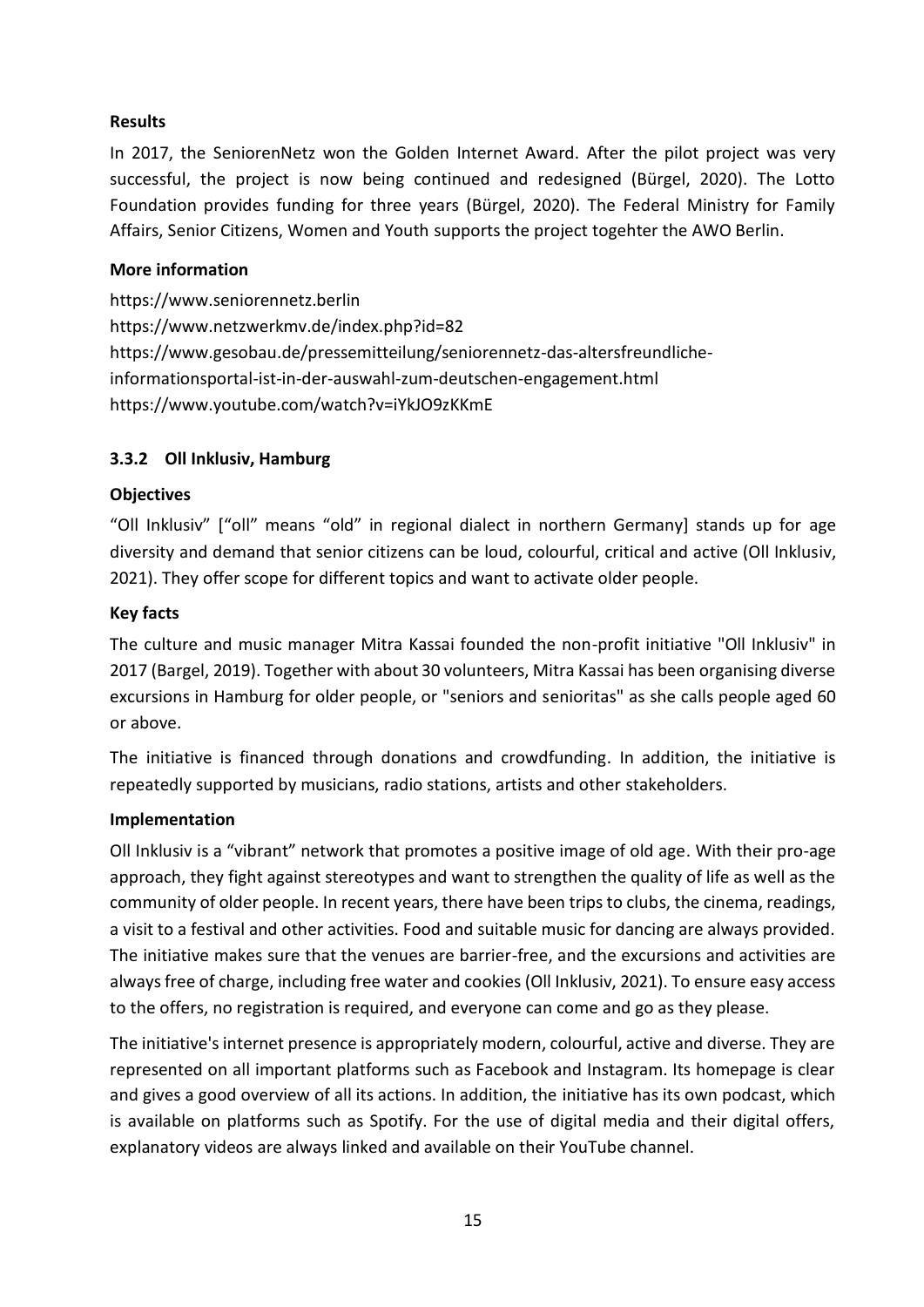**Results**

In 2017, the SeniorenNetz won the Golden Internet Award. After the pilot project was very successful, the project is now being continued and redesigned (Bürgel, 2020). The Lotto Foundation provides funding for three years (Bürgel, 2020). The Federal Ministry for Family Affairs, Senior Citizens, Women and Youth supports the project togehter the AWO Berlin.

**More information**

https://www.seniorennetz.berlin
https://www.netzwerkmv.de/index.php?id=82
https://www.gesobau.de/pressemitteilung/seniorennetz-das-altersfreundliche-informationsportal-ist-in-der-auswahl-zum-deutschen-engagement.html
https://www.youtube.com/watch?v=iYkJO9zKKmE

### 3.3.2 Oll Inklusiv, Hamburg

**Objectives**

“Oll Inklusiv” [“oll” means “old” in regional dialect in northern Germany] stands up for age diversity and demand that senior citizens can be loud, colourful, critical and active (Oll Inklusiv, 2021). They offer scope for different topics and want to activate older people.

**Key facts**

The culture and music manager Mitra Kassai founded the non-profit initiative "Oll Inklusiv" in 2017 (Bargel, 2019). Together with about 30 volunteers, Mitra Kassai has been organising diverse excursions in Hamburg for older people, or "seniors and senioritas" as she calls people aged 60 or above.

The initiative is financed through donations and crowdfunding. In addition, the initiative is repeatedly supported by musicians, radio stations, artists and other stakeholders.

**Implementation**

Oll Inklusiv is a “vibrant” network that promotes a positive image of old age. With their pro-age approach, they fight against stereotypes and want to strengthen the quality of life as well as the community of older people. In recent years, there have been trips to clubs, the cinema, readings, a visit to a festival and other activities. Food and suitable music for dancing are always provided. The initiative makes sure that the venues are barrier-free, and the excursions and activities are always free of charge, including free water and cookies (Oll Inklusiv, 2021). To ensure easy access to the offers, no registration is required, and everyone can come and go as they please.

The initiative's internet presence is appropriately modern, colourful, active and diverse. They are represented on all important platforms such as Facebook and Instagram. Its homepage is clear and gives a good overview of all its actions. In addition, the initiative has its own podcast, which is available on platforms such as Spotify. For the use of digital media and their digital offers, explanatory videos are always linked and available on their YouTube channel.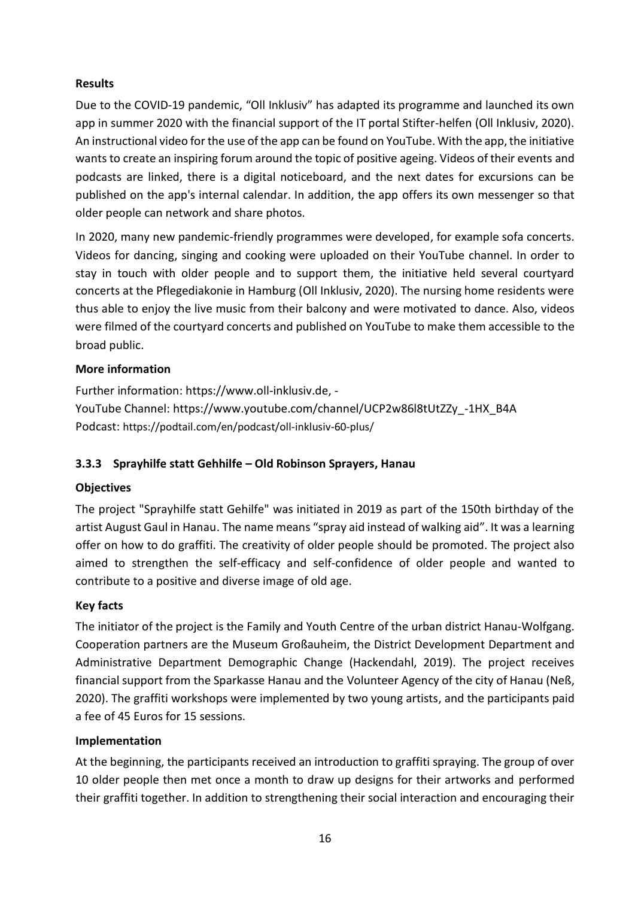**Results**

Due to the COVID-19 pandemic, "Oll Inklusiv" has adapted its programme and launched its own app in summer 2020 with the financial support of the IT portal Stifter-helfen (Oll Inklusiv, 2020). An instructional video for the use of the app can be found on YouTube. With the app, the initiative wants to create an inspiring forum around the topic of positive ageing. Videos of their events and podcasts are linked, there is a digital noticeboard, and the next dates for excursions can be published on the app's internal calendar. In addition, the app offers its own messenger so that older people can network and share photos.

In 2020, many new pandemic-friendly programmes were developed, for example sofa concerts. Videos for dancing, singing and cooking were uploaded on their YouTube channel. In order to stay in touch with older people and to support them, the initiative held several courtyard concerts at the Pflegediakonie in Hamburg (Oll Inklusiv, 2020). The nursing home residents were thus able to enjoy the live music from their balcony and were motivated to dance. Also, videos were filmed of the courtyard concerts and published on YouTube to make them accessible to the broad public.

**More information**

Further information: https://www.oll-inklusiv.de, -
YouTube Channel: https://www.youtube.com/channel/UCP2w86l8tUtZZy_-1HX_B4A
Podcast: https://podtail.com/en/podcast/oll-inklusiv-60-plus/

### 3.3.3 Sprayhilfe statt Gehhilfe – Old Robinson Sprayers, Hanau

**Objectives**

The project "Sprayhilfe statt Gehilfe" was initiated in 2019 as part of the 150th birthday of the artist August Gaul in Hanau. The name means "spray aid instead of walking aid". It was a learning offer on how to do graffiti. The creativity of older people should be promoted. The project also aimed to strengthen the self-efficacy and self-confidence of older people and wanted to contribute to a positive and diverse image of old age.

**Key facts**

The initiator of the project is the Family and Youth Centre of the urban district Hanau-Wolfgang. Cooperation partners are the Museum Großauheim, the District Development Department and Administrative Department Demographic Change (Hackendahl, 2019). The project receives financial support from the Sparkasse Hanau and the Volunteer Agency of the city of Hanau (Neß, 2020). The graffiti workshops were implemented by two young artists, and the participants paid a fee of 45 Euros for 15 sessions.

**Implementation**

At the beginning, the participants received an introduction to graffiti spraying. The group of over 10 older people then met once a month to draw up designs for their artworks and performed their graffiti together. In addition to strengthening their social interaction and encouraging their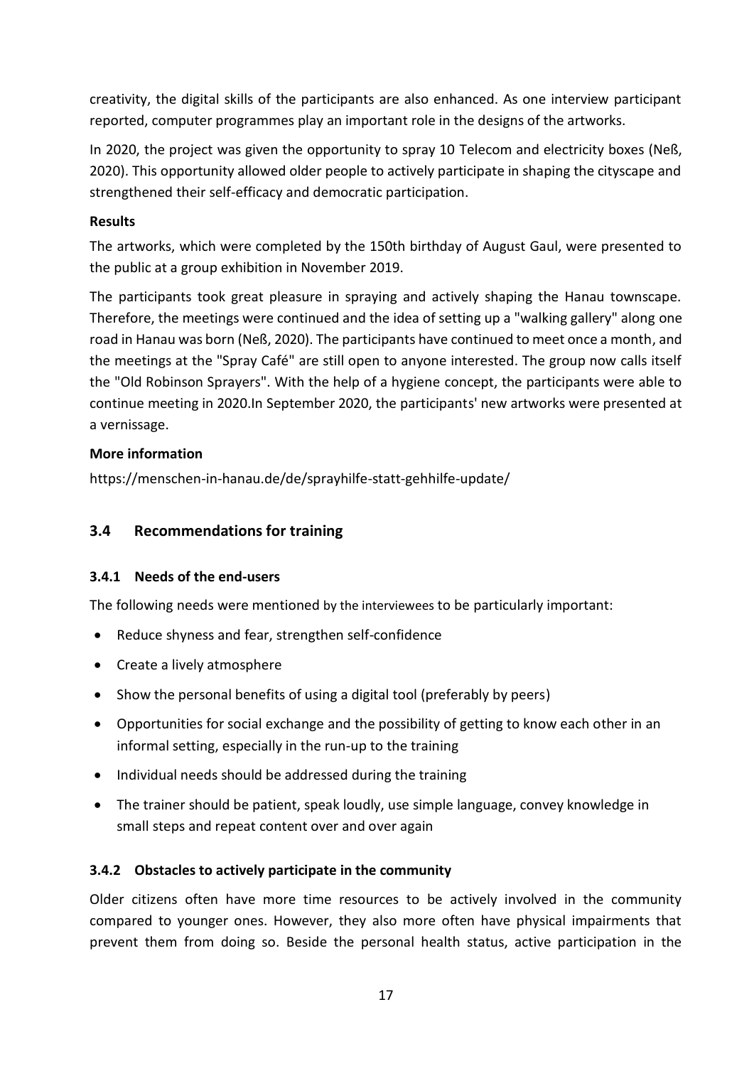creativity, the digital skills of the participants are also enhanced. As one interview participant reported, computer programmes play an important role in the designs of the artworks.

In 2020, the project was given the opportunity to spray 10 Telecom and electricity boxes (Neß, 2020). This opportunity allowed older people to actively participate in shaping the cityscape and strengthened their self-efficacy and democratic participation.

**Results**

The artworks, which were completed by the 150th birthday of August Gaul, were presented to the public at a group exhibition in November 2019.

The participants took great pleasure in spraying and actively shaping the Hanau townscape. Therefore, the meetings were continued and the idea of setting up a "walking gallery" along one road in Hanau was born (Neß, 2020). The participants have continued to meet once a month, and the meetings at the "Spray Café" are still open to anyone interested. The group now calls itself the "Old Robinson Sprayers". With the help of a hygiene concept, the participants were able to continue meeting in 2020.In September 2020, the participants' new artworks were presented at a vernissage.

**More information**

https://menschen-in-hanau.de/de/sprayhilfe-statt-gehhilfe-update/

## 3.4 Recommendations for training

### 3.4.1 Needs of the end-users

The following needs were mentioned by the interviewees to be particularly important:

- Reduce shyness and fear, strengthen self-confidence
- Create a lively atmosphere
- Show the personal benefits of using a digital tool (preferably by peers)
- Opportunities for social exchange and the possibility of getting to know each other in an informal setting, especially in the run-up to the training
- Individual needs should be addressed during the training
- The trainer should be patient, speak loudly, use simple language, convey knowledge in small steps and repeat content over and over again

### 3.4.2 Obstacles to actively participate in the community

Older citizens often have more time resources to be actively involved in the community compared to younger ones. However, they also more often have physical impairments that prevent them from doing so. Beside the personal health status, active participation in the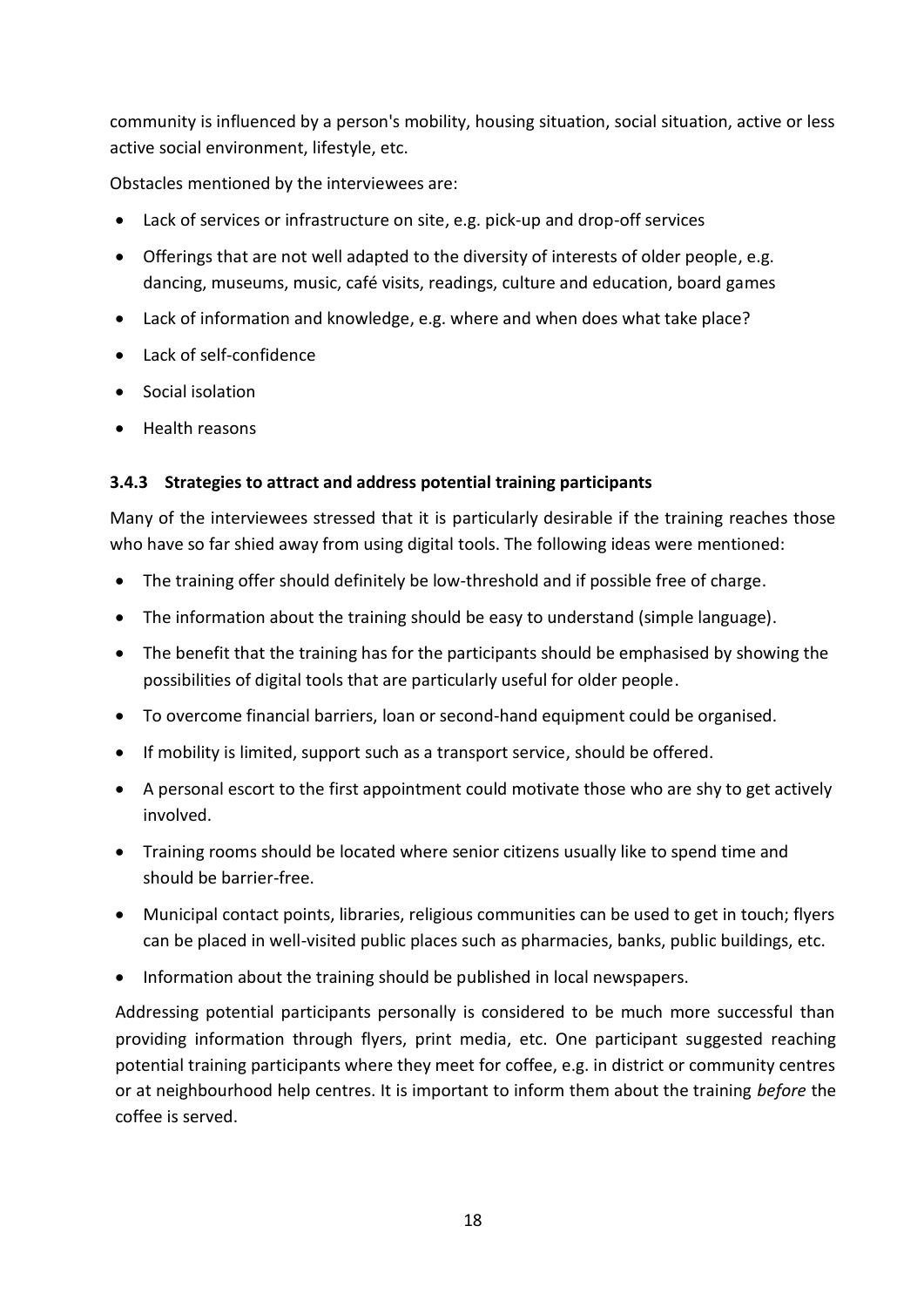community is influenced by a person's mobility, housing situation, social situation, active or less active social environment, lifestyle, etc.

Obstacles mentioned by the interviewees are:

- Lack of services or infrastructure on site, e.g. pick-up and drop-off services
- Offerings that are not well adapted to the diversity of interests of older people, e.g. dancing, museums, music, café visits, readings, culture and education, board games
- Lack of information and knowledge, e.g. where and when does what take place?
- Lack of self-confidence
- Social isolation
- Health reasons

### 3.4.3 Strategies to attract and address potential training participants

Many of the interviewees stressed that it is particularly desirable if the training reaches those who have so far shied away from using digital tools. The following ideas were mentioned:

- The training offer should definitely be low-threshold and if possible free of charge.
- The information about the training should be easy to understand (simple language).
- The benefit that the training has for the participants should be emphasised by showing the possibilities of digital tools that are particularly useful for older people.
- To overcome financial barriers, loan or second-hand equipment could be organised.
- If mobility is limited, support such as a transport service, should be offered.
- A personal escort to the first appointment could motivate those who are shy to get actively involved.
- Training rooms should be located where senior citizens usually like to spend time and should be barrier-free.
- Municipal contact points, libraries, religious communities can be used to get in touch; flyers can be placed in well-visited public places such as pharmacies, banks, public buildings, etc.
- Information about the training should be published in local newspapers.

Addressing potential participants personally is considered to be much more successful than providing information through flyers, print media, etc. One participant suggested reaching potential training participants where they meet for coffee, e.g. in district or community centres or at neighbourhood help centres. It is important to inform them about the training *before* the coffee is served.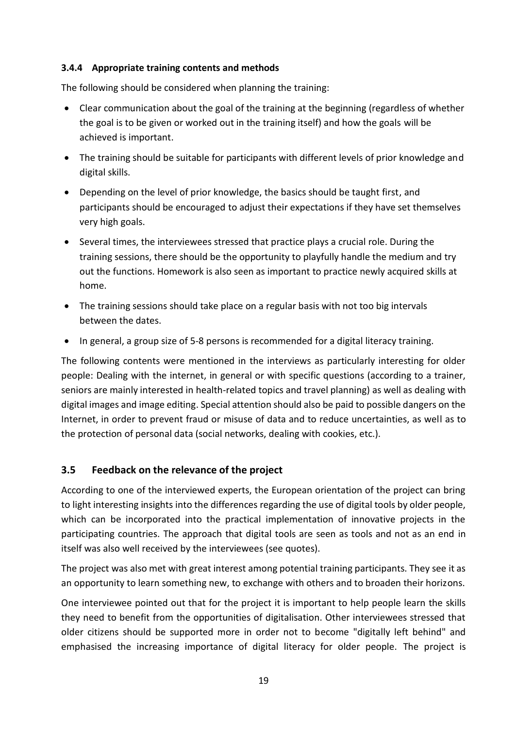### 3.4.4 Appropriate training contents and methods

The following should be considered when planning the training:

- Clear communication about the goal of the training at the beginning (regardless of whether the goal is to be given or worked out in the training itself) and how the goals will be achieved is important.
- The training should be suitable for participants with different levels of prior knowledge and digital skills.
- Depending on the level of prior knowledge, the basics should be taught first, and participants should be encouraged to adjust their expectations if they have set themselves very high goals.
- Several times, the interviewees stressed that practice plays a crucial role. During the training sessions, there should be the opportunity to playfully handle the medium and try out the functions. Homework is also seen as important to practice newly acquired skills at home.
- The training sessions should take place on a regular basis with not too big intervals between the dates.
- In general, a group size of 5-8 persons is recommended for a digital literacy training.

The following contents were mentioned in the interviews as particularly interesting for older people: Dealing with the internet, in general or with specific questions (according to a trainer, seniors are mainly interested in health-related topics and travel planning) as well as dealing with digital images and image editing. Special attention should also be paid to possible dangers on the Internet, in order to prevent fraud or misuse of data and to reduce uncertainties, as well as to the protection of personal data (social networks, dealing with cookies, etc.).

## 3.5 Feedback on the relevance of the project

According to one of the interviewed experts, the European orientation of the project can bring to light interesting insights into the differences regarding the use of digital tools by older people, which can be incorporated into the practical implementation of innovative projects in the participating countries. The approach that digital tools are seen as tools and not as an end in itself was also well received by the interviewees (see quotes).

The project was also met with great interest among potential training participants. They see it as an opportunity to learn something new, to exchange with others and to broaden their horizons.

One interviewee pointed out that for the project it is important to help people learn the skills they need to benefit from the opportunities of digitalisation. Other interviewees stressed that older citizens should be supported more in order not to become "digitally left behind" and emphasised the increasing importance of digital literacy for older people. The project is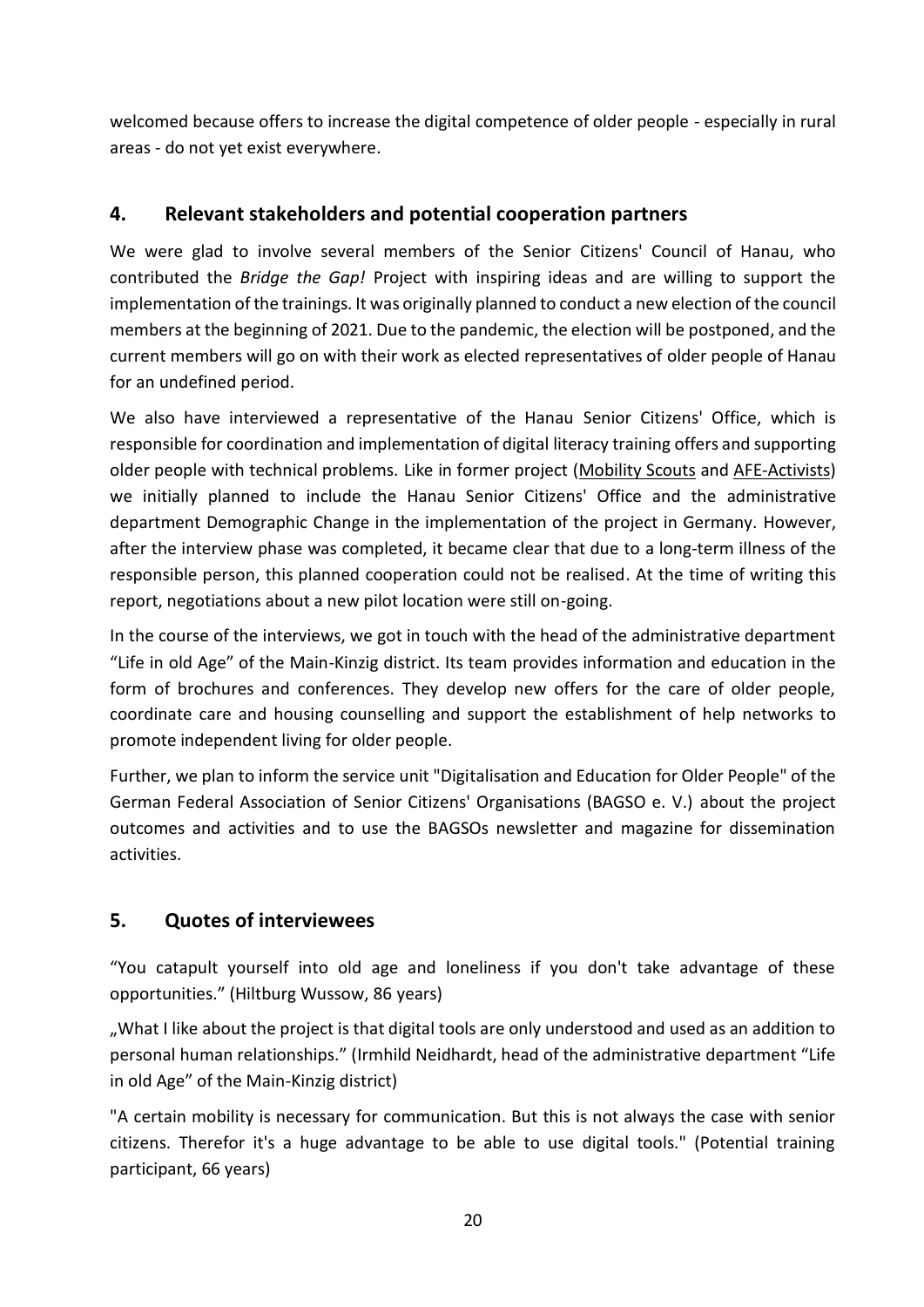welcomed because offers to increase the digital competence of older people - especially in rural areas - do not yet exist everywhere.

## 4. Relevant stakeholders and potential cooperation partners

We were glad to involve several members of the Senior Citizens' Council of Hanau, who contributed the *Bridge the Gap!* Project with inspiring ideas and are willing to support the implementation of the trainings. It was originally planned to conduct a new election of the council members at the beginning of 2021. Due to the pandemic, the election will be postponed, and the current members will go on with their work as elected representatives of older people of Hanau for an undefined period.

We also have interviewed a representative of the Hanau Senior Citizens' Office, which is responsible for coordination and implementation of digital literacy training offers and supporting older people with technical problems. Like in former project (Mobility Scouts and AFE-Activists) we initially planned to include the Hanau Senior Citizens' Office and the administrative department Demographic Change in the implementation of the project in Germany. However, after the interview phase was completed, it became clear that due to a long-term illness of the responsible person, this planned cooperation could not be realised. At the time of writing this report, negotiations about a new pilot location were still on-going.

In the course of the interviews, we got in touch with the head of the administrative department "Life in old Age" of the Main-Kinzig district. Its team provides information and education in the form of brochures and conferences. They develop new offers for the care of older people, coordinate care and housing counselling and support the establishment of help networks to promote independent living for older people.

Further, we plan to inform the service unit "Digitalisation and Education for Older People" of the German Federal Association of Senior Citizens' Organisations (BAGSO e. V.) about the project outcomes and activities and to use the BAGSOs newsletter and magazine for dissemination activities.

## 5. Quotes of interviewees

"You catapult yourself into old age and loneliness if you don't take advantage of these opportunities." (Hiltburg Wussow, 86 years)

„What I like about the project is that digital tools are only understood and used as an addition to personal human relationships." (Irmhild Neidhardt, head of the administrative department "Life in old Age" of the Main-Kinzig district)

"A certain mobility is necessary for communication. But this is not always the case with senior citizens. Therefor it's a huge advantage to be able to use digital tools." (Potential training participant, 66 years)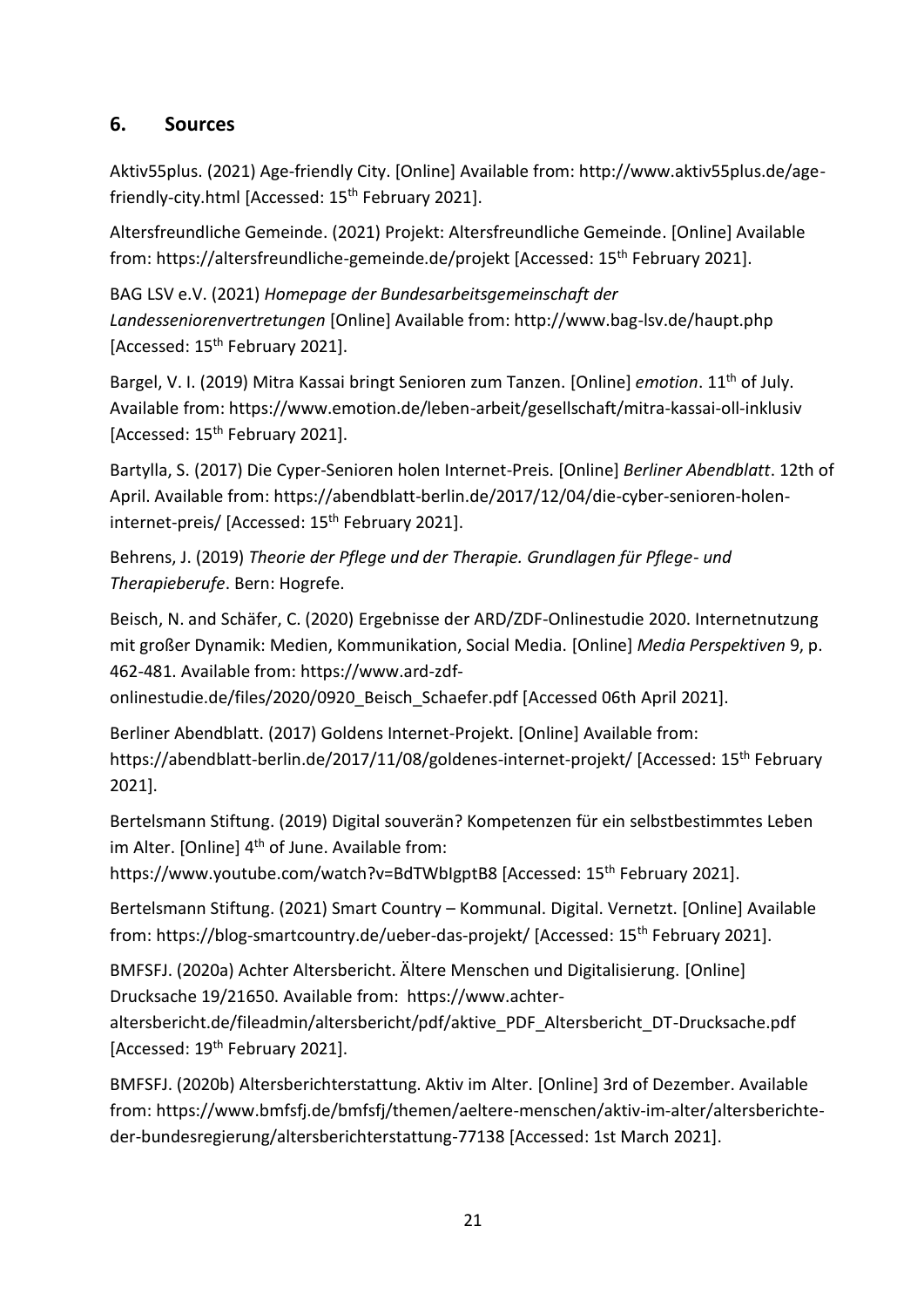## 6. Sources

Aktiv55plus. (2021) Age-friendly City. [Online] Available from: http://www.aktiv55plus.de/age-friendly-city.html [Accessed: 15th February 2021].

Altersfreundliche Gemeinde. (2021) Projekt: Altersfreundliche Gemeinde. [Online] Available from: https://altersfreundliche-gemeinde.de/projekt [Accessed: 15th February 2021].

BAG LSV e.V. (2021) *Homepage der Bundesarbeitsgemeinschaft der Landesseniorenvertretungen* [Online] Available from: http://www.bag-lsv.de/haupt.php [Accessed: 15th February 2021].

Bargel, V. I. (2019) Mitra Kassai bringt Senioren zum Tanzen. [Online] *emotion*. 11th of July. Available from: https://www.emotion.de/leben-arbeit/gesellschaft/mitra-kassai-oll-inklusiv [Accessed: 15th February 2021].

Bartylla, S. (2017) Die Cyper-Senioren holen Internet-Preis. [Online] *Berliner Abendblatt*. 12th of April. Available from: https://abendblatt-berlin.de/2017/12/04/die-cyber-senioren-holen-internet-preis/ [Accessed: 15th February 2021].

Behrens, J. (2019) *Theorie der Pflege und der Therapie. Grundlagen für Pflege- und Therapieberufe*. Bern: Hogrefe.

Beisch, N. and Schäfer, C. (2020) Ergebnisse der ARD/ZDF-Onlinestudie 2020. Internetnutzung mit großer Dynamik: Medien, Kommunikation, Social Media. [Online] *Media Perspektiven* 9, p. 462-481. Available from: https://www.ard-zdf-onlinestudie.de/files/2020/0920_Beisch_Schaefer.pdf [Accessed 06th April 2021].

Berliner Abendblatt. (2017) Goldens Internet-Projekt. [Online] Available from: https://abendblatt-berlin.de/2017/11/08/goldenes-internet-projekt/ [Accessed: 15th February 2021].

Bertelsmann Stiftung. (2019) Digital souverän? Kompetenzen für ein selbstbestimmtes Leben im Alter. [Online] 4th of June. Available from: https://www.youtube.com/watch?v=BdTWbIgptB8 [Accessed: 15th February 2021].

Bertelsmann Stiftung. (2021) Smart Country – Kommunal. Digital. Vernetzt. [Online] Available from: https://blog-smartcountry.de/ueber-das-projekt/ [Accessed: 15th February 2021].

BMFSFJ. (2020a) Achter Altersbericht. Ältere Menschen und Digitalisierung. [Online] Drucksache 19/21650. Available from: https://www.achter-altersbericht.de/fileadmin/altersbericht/pdf/aktive_PDF_Altersbericht_DT-Drucksache.pdf [Accessed: 19th February 2021].

BMFSFJ. (2020b) Altersberichterstattung. Aktiv im Alter. [Online] 3rd of Dezember. Available from: https://www.bmfsfj.de/bmfsfj/themen/aeltere-menschen/aktiv-im-alter/altersberichte-der-bundesregierung/altersberichterstattung-77138 [Accessed: 1st March 2021].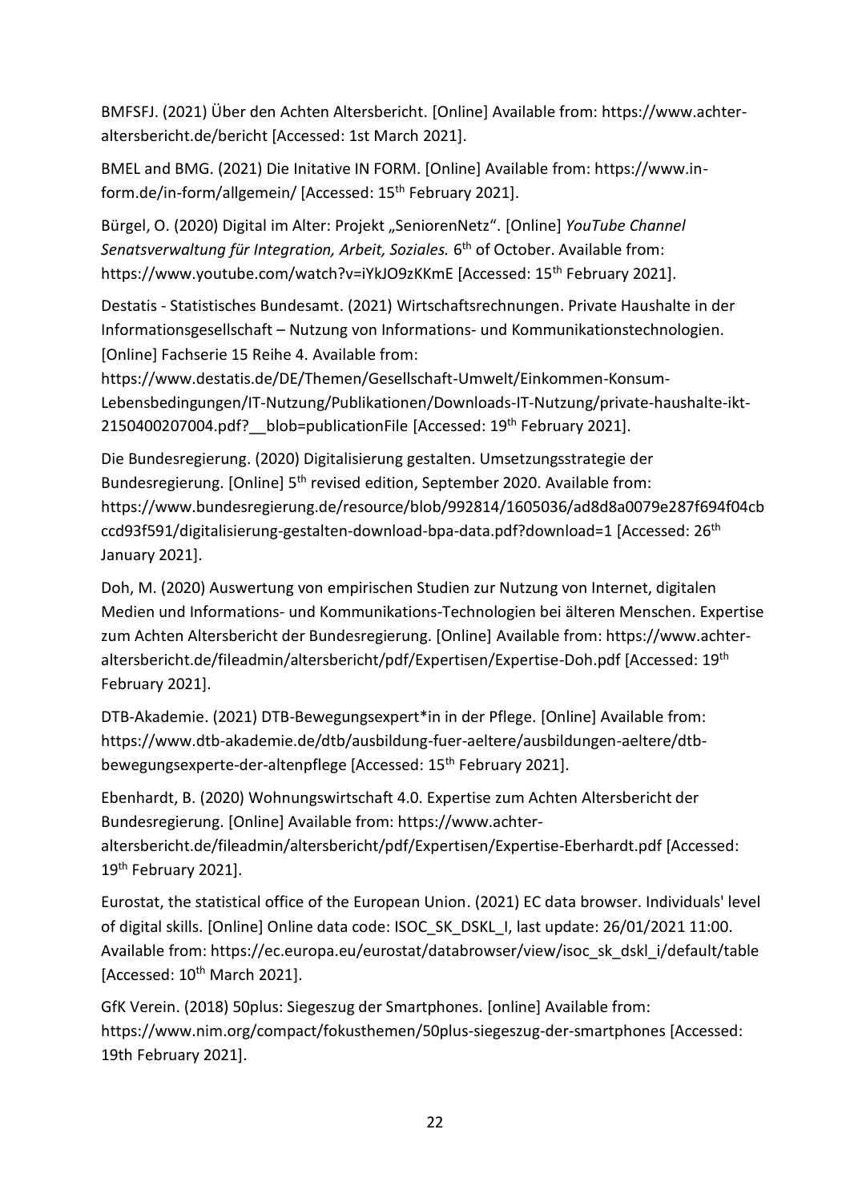BMFSFJ. (2021) Über den Achten Altersbericht. [Online] Available from: https://www.achter-altersbericht.de/bericht [Accessed: 1st March 2021].

BMEL and BMG. (2021) Die Initative IN FORM. [Online] Available from: https://www.in-form.de/in-form/allgemein/ [Accessed: 15th February 2021].

Bürgel, O. (2020) Digital im Alter: Projekt „SeniorenNetz". [Online] *YouTube Channel Senatsverwaltung für Integration, Arbeit, Soziales.* 6th of October. Available from: https://www.youtube.com/watch?v=iYkJO9zKKmE [Accessed: 15th February 2021].

Destatis - Statistisches Bundesamt. (2021) Wirtschaftsrechnungen. Private Haushalte in der Informationsgesellschaft – Nutzung von Informations- und Kommunikationstechnologien. [Online] Fachserie 15 Reihe 4. Available from: https://www.destatis.de/DE/Themen/Gesellschaft-Umwelt/Einkommen-Konsum-Lebensbedingungen/IT-Nutzung/Publikationen/Downloads-IT-Nutzung/private-haushalte-ikt-2150400207004.pdf?__blob=publicationFile [Accessed: 19th February 2021].

Die Bundesregierung. (2020) Digitalisierung gestalten. Umsetzungsstrategie der Bundesregierung. [Online] 5th revised edition, September 2020. Available from: https://www.bundesregierung.de/resource/blob/992814/1605036/ad8d8a0079e287f694f04cbccd93f591/digitalisierung-gestalten-download-bpa-data.pdf?download=1 [Accessed: 26th January 2021].

Doh, M. (2020) Auswertung von empirischen Studien zur Nutzung von Internet, digitalen Medien und Informations- und Kommunikations-Technologien bei älteren Menschen. Expertise zum Achten Altersbericht der Bundesregierung. [Online] Available from: https://www.achter-altersbericht.de/fileadmin/altersbericht/pdf/Expertisen/Expertise-Doh.pdf [Accessed: 19th February 2021].

DTB-Akademie. (2021) DTB-Bewegungsexpert*in in der Pflege. [Online] Available from: https://www.dtb-akademie.de/dtb/ausbildung-fuer-aeltere/ausbildungen-aeltere/dtb-bewegungsexperte-der-altenpflege [Accessed: 15th February 2021].

Ebenhardt, B. (2020) Wohnungswirtschaft 4.0. Expertise zum Achten Altersbericht der Bundesregierung. [Online] Available from: https://www.achter-altersbericht.de/fileadmin/altersbericht/pdf/Expertisen/Expertise-Eberhardt.pdf [Accessed: 19th February 2021].

Eurostat, the statistical office of the European Union. (2021) EC data browser. Individuals' level of digital skills. [Online] Online data code: ISOC_SK_DSKL_I, last update: 26/01/2021 11:00. Available from: https://ec.europa.eu/eurostat/databrowser/view/isoc_sk_dskl_i/default/table [Accessed: 10th March 2021].

GfK Verein. (2018) 50plus: Siegeszug der Smartphones. [online] Available from: https://www.nim.org/compact/fokusthemen/50plus-siegeszug-der-smartphones [Accessed: 19th February 2021].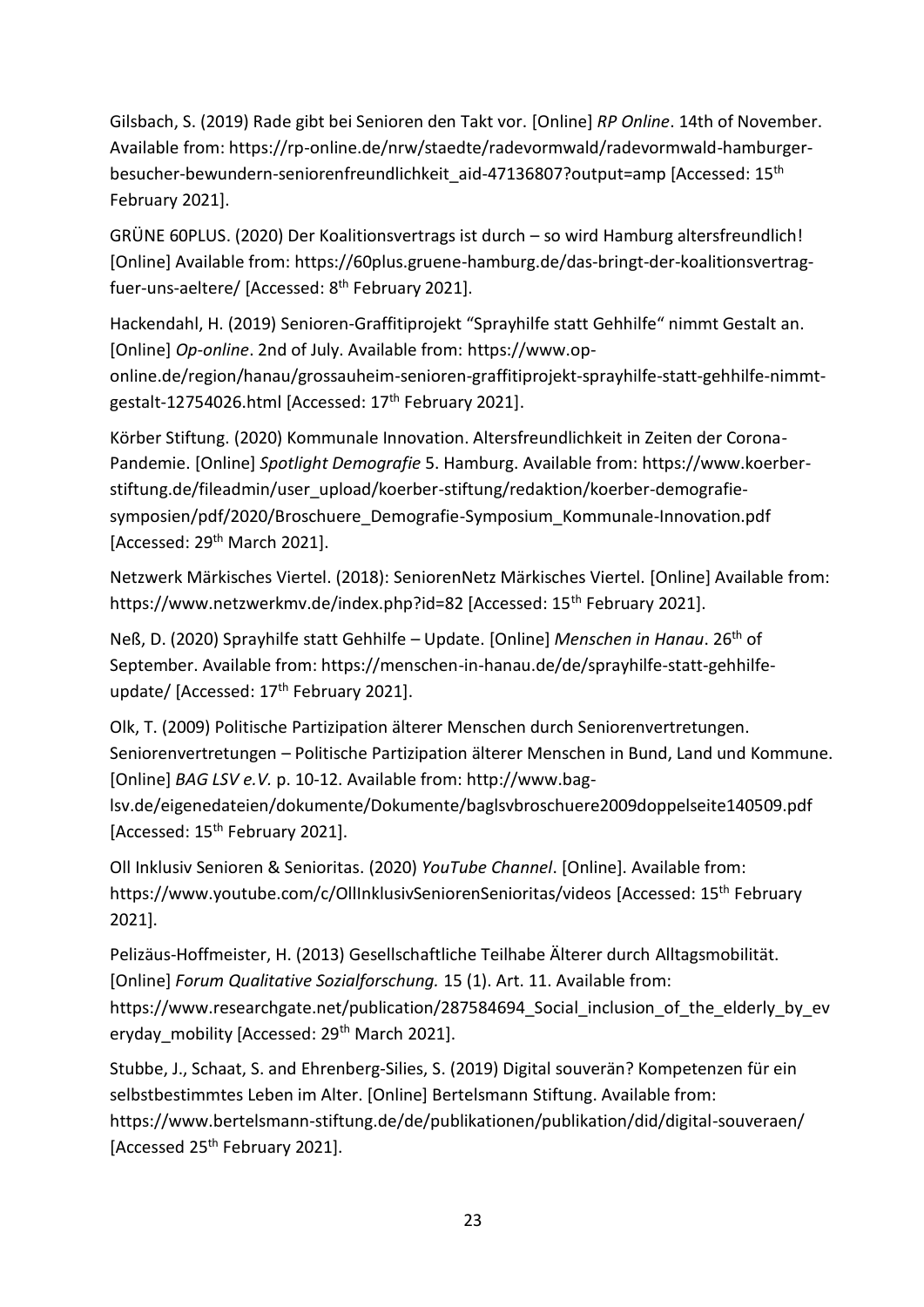Gilsbach, S. (2019) Rade gibt bei Senioren den Takt vor. [Online] *RP Online*. 14th of November. Available from: https://rp-online.de/nrw/staedte/radevormwald/radevormwald-hamburger-besucher-bewundern-seniorenfreundlichkeit_aid-47136807?output=amp [Accessed: 15th February 2021].

GRÜNE 60PLUS. (2020) Der Koalitionsvertrags ist durch – so wird Hamburg altersfreundlich! [Online] Available from: https://60plus.gruene-hamburg.de/das-bringt-der-koalitionsvertrag-fuer-uns-aeltere/ [Accessed: 8th February 2021].

Hackendahl, H. (2019) Senioren-Graffitiprojekt "Sprayhilfe statt Gehhilfe" nimmt Gestalt an. [Online] *Op-online*. 2nd of July. Available from: https://www.op-online.de/region/hanau/grossauheim-senioren-graffitiprojekt-sprayhilfe-statt-gehhilfe-nimmt-gestalt-12754026.html [Accessed: 17th February 2021].

Körber Stiftung. (2020) Kommunale Innovation. Altersfreundlichkeit in Zeiten der Corona-Pandemie. [Online] *Spotlight Demografie* 5. Hamburg. Available from: https://www.koerber-stiftung.de/fileadmin/user_upload/koerber-stiftung/redaktion/koerber-demografie-symposien/pdf/2020/Broschuere_Demografie-Symposium_Kommunale-Innovation.pdf [Accessed: 29th March 2021].

Netzwerk Märkisches Viertel. (2018): SeniorenNetz Märkisches Viertel. [Online] Available from: https://www.netzwerkmv.de/index.php?id=82 [Accessed: 15th February 2021].

Neß, D. (2020) Sprayhilfe statt Gehhilfe – Update. [Online] *Menschen in Hanau*. 26th of September. Available from: https://menschen-in-hanau.de/de/sprayhilfe-statt-gehhilfe-update/ [Accessed: 17th February 2021].

Olk, T. (2009) Politische Partizipation älterer Menschen durch Seniorenvertretungen. Seniorenvertretungen – Politische Partizipation älterer Menschen in Bund, Land und Kommune. [Online] *BAG LSV e.V.* p. 10-12. Available from: http://www.bag-lsv.de/eigenedateien/dokumente/Dokumente/baglsvbroschuere2009doppelseite140509.pdf [Accessed: 15th February 2021].

Oll Inklusiv Senioren & Senioritas. (2020) *YouTube Channel*. [Online]. Available from: https://www.youtube.com/c/OllInklusivSeniorenSenioritas/videos [Accessed: 15th February 2021].

Pelizäus-Hoffmeister, H. (2013) Gesellschaftliche Teilhabe Älterer durch Alltagsmobilität. [Online] *Forum Qualitative Sozialforschung.* 15 (1). Art. 11. Available from: https://www.researchgate.net/publication/287584694_Social_inclusion_of_the_elderly_by_everyday_mobility [Accessed: 29th March 2021].

Stubbe, J., Schaat, S. and Ehrenberg-Silies, S. (2019) Digital souverän? Kompetenzen für ein selbstbestimmtes Leben im Alter. [Online] Bertelsmann Stiftung. Available from: https://www.bertelsmann-stiftung.de/de/publikationen/publikation/did/digital-souveraen/ [Accessed 25th February 2021].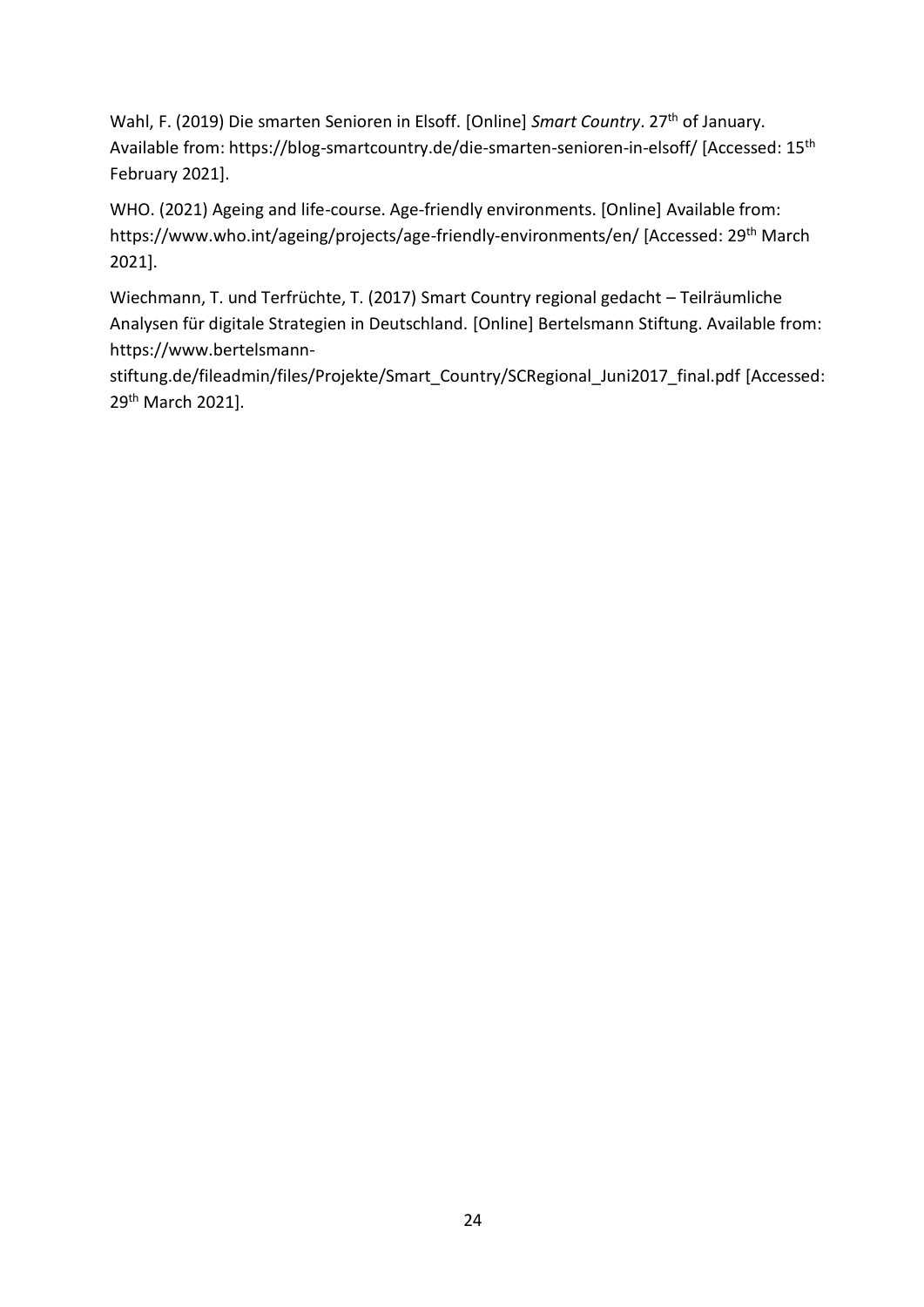Wahl, F. (2019) Die smarten Senioren in Elsoff. [Online] *Smart Country*. 27th of January. Available from: https://blog-smartcountry.de/die-smarten-senioren-in-elsoff/ [Accessed: 15th February 2021].

WHO. (2021) Ageing and life-course. Age-friendly environments. [Online] Available from: https://www.who.int/ageing/projects/age-friendly-environments/en/ [Accessed: 29th March 2021].

Wiechmann, T. und Terfrüchte, T. (2017) Smart Country regional gedacht – Teilräumliche Analysen für digitale Strategien in Deutschland. [Online] Bertelsmann Stiftung. Available from: https://www.bertelsmann-stiftung.de/fileadmin/files/Projekte/Smart_Country/SCRegional_Juni2017_final.pdf [Accessed: 29th March 2021].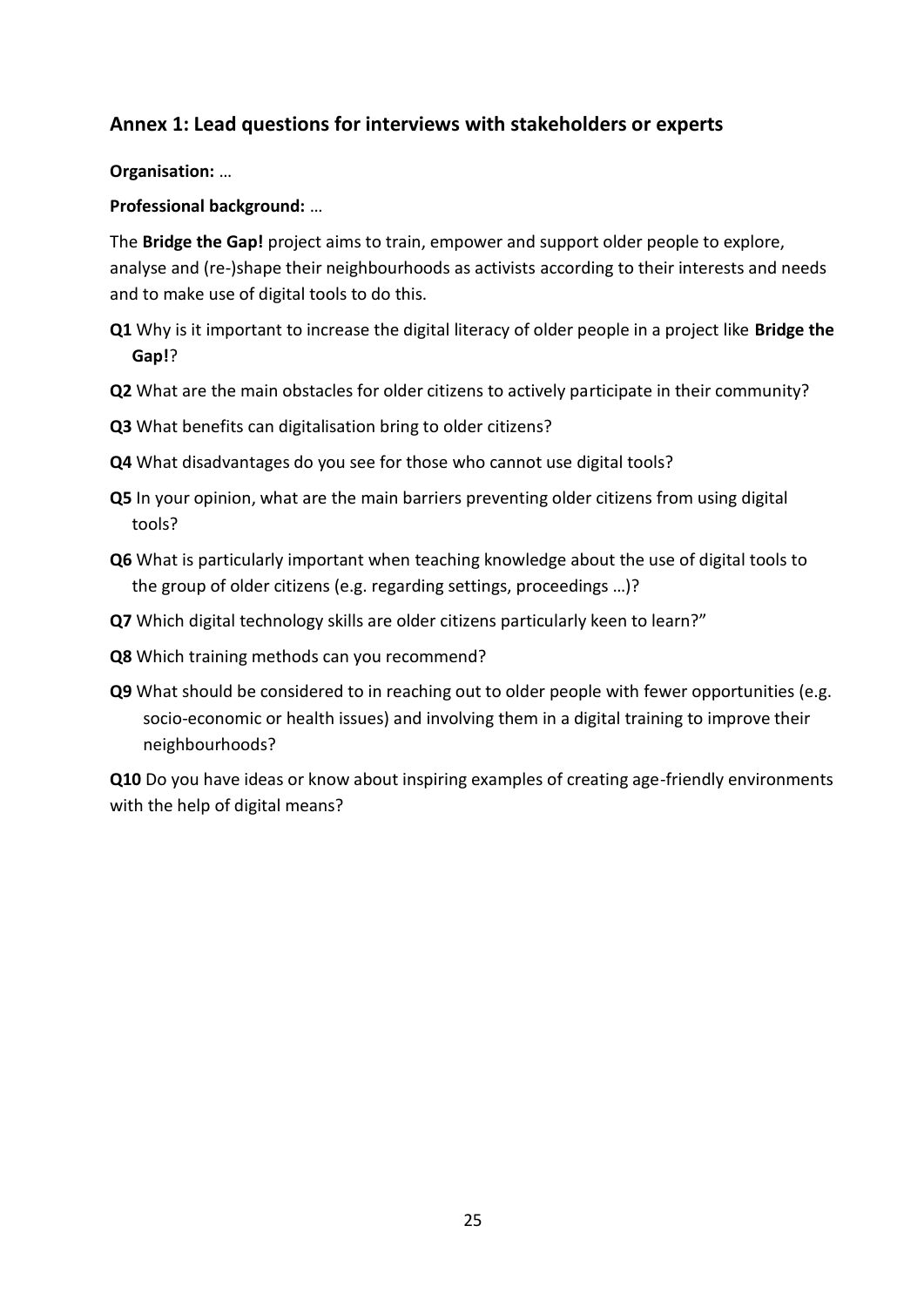## Annex 1: Lead questions for interviews with stakeholders or experts

**Organisation:** …

**Professional background:** …

The **Bridge the Gap!** project aims to train, empower and support older people to explore, analyse and (re-)shape their neighbourhoods as activists according to their interests and needs and to make use of digital tools to do this.

**Q1** Why is it important to increase the digital literacy of older people in a project like **Bridge the Gap!**?

**Q2** What are the main obstacles for older citizens to actively participate in their community?

**Q3** What benefits can digitalisation bring to older citizens?

**Q4** What disadvantages do you see for those who cannot use digital tools?

**Q5** In your opinion, what are the main barriers preventing older citizens from using digital tools?

**Q6** What is particularly important when teaching knowledge about the use of digital tools to the group of older citizens (e.g. regarding settings, proceedings …)?

**Q7** Which digital technology skills are older citizens particularly keen to learn?"

**Q8** Which training methods can you recommend?

**Q9** What should be considered to in reaching out to older people with fewer opportunities (e.g. socio-economic or health issues) and involving them in a digital training to improve their neighbourhoods?

**Q10** Do you have ideas or know about inspiring examples of creating age-friendly environments with the help of digital means?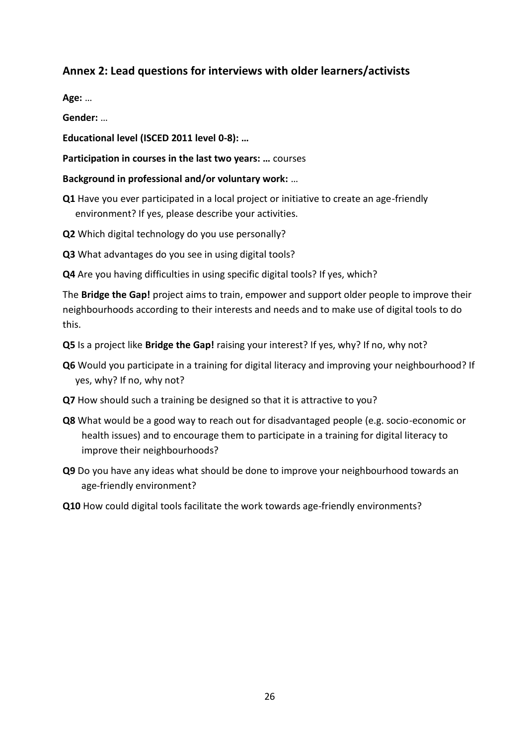## Annex 2: Lead questions for interviews with older learners/activists

**Age:** …

**Gender:** …

**Educational level (ISCED 2011 level 0-8): …**

**Participation in courses in the last two years: …** courses

**Background in professional and/or voluntary work:** …

**Q1** Have you ever participated in a local project or initiative to create an age-friendly environment? If yes, please describe your activities.

**Q2** Which digital technology do you use personally?

**Q3** What advantages do you see in using digital tools?

**Q4** Are you having difficulties in using specific digital tools? If yes, which?

The **Bridge the Gap!** project aims to train, empower and support older people to improve their neighbourhoods according to their interests and needs and to make use of digital tools to do this.

**Q5** Is a project like **Bridge the Gap!** raising your interest? If yes, why? If no, why not?

**Q6** Would you participate in a training for digital literacy and improving your neighbourhood? If yes, why? If no, why not?

**Q7** How should such a training be designed so that it is attractive to you?

**Q8** What would be a good way to reach out for disadvantaged people (e.g. socio-economic or health issues) and to encourage them to participate in a training for digital literacy to improve their neighbourhoods?

**Q9** Do you have any ideas what should be done to improve your neighbourhood towards an age-friendly environment?

**Q10** How could digital tools facilitate the work towards age-friendly environments?